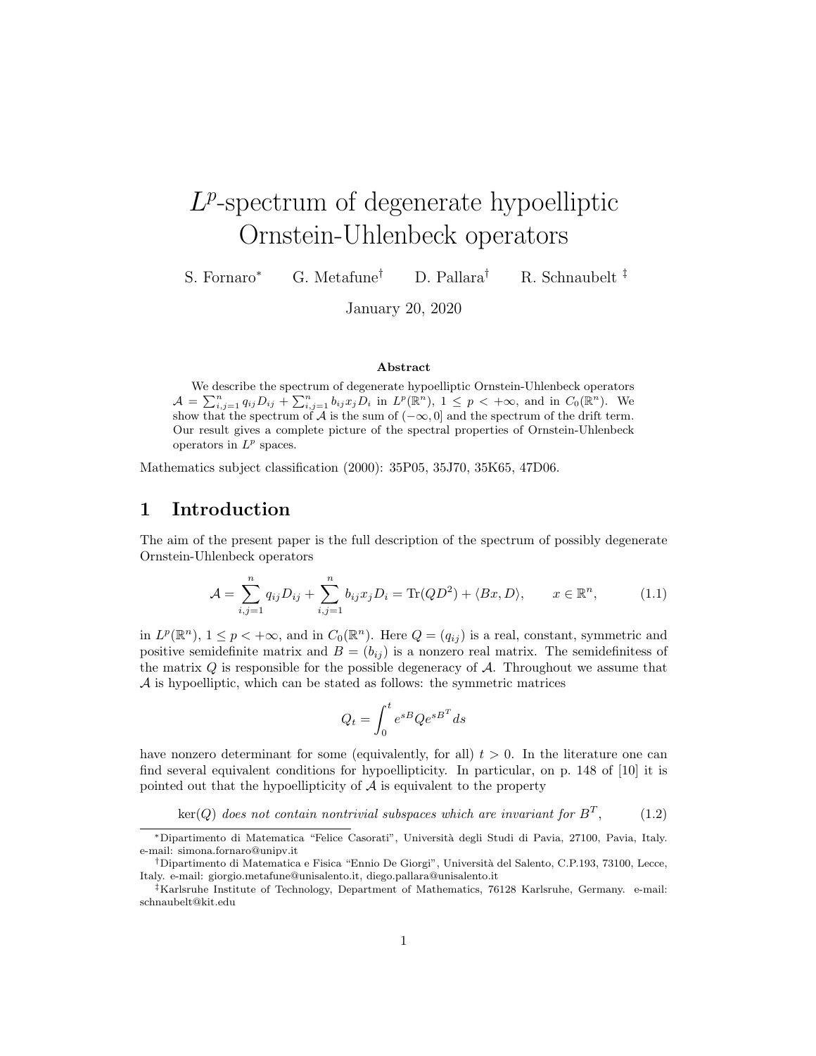# $L^p$-spectrum of degenerate hypoelliptic Ornstein-Uhlenbeck operators

S. Fornaro* G. Metafune† D. Pallara† R. Schnaubelt ‡

January 20, 2020

### Abstract

We describe the spectrum of degenerate hypoelliptic Ornstein-Uhlenbeck operators $\mathcal{A} = \sum_{i,j=1}^n q_{ij} D_{ij} + \sum_{i,j=1}^n b_{ij} x_j D_i$ in $L^p(\mathbb{R}^n)$, $1 \le p < +\infty$, and in $C_0(\mathbb{R}^n)$. We show that the spectrum of $\mathcal{A}$ is the sum of $(-\infty, 0]$ and the spectrum of the drift term. Our result gives a complete picture of the spectral properties of Ornstein-Uhlenbeck operators in $L^p$ spaces.

Mathematics subject classification (2000): 35P05, 35J70, 35K65, 47D06.

## 1 Introduction

The aim of the present paper is the full description of the spectrum of possibly degenerate Ornstein-Uhlenbeck operators

$$\mathcal{A} = \sum_{i,j=1}^n q_{ij} D_{ij} + \sum_{i,j=1}^n b_{ij} x_j D_i = \mathrm{Tr}(QD^2) + \langle Bx, D \rangle, \qquad x \in \mathbb{R}^n, \tag{1.1}$$

in $L^p(\mathbb{R}^n)$, $1 \le p < +\infty$, and in $C_0(\mathbb{R}^n)$. Here $Q = (q_{ij})$ is a real, constant, symmetric and positive semidefinite matrix and $B = (b_{ij})$ is a nonzero real matrix. The semidefinitess of the matrix $Q$ is responsible for the possible degeneracy of $\mathcal{A}$. Throughout we assume that $\mathcal{A}$ is hypoelliptic, which can be stated as follows: the symmetric matrices

$$Q_t = \int_0^t e^{sB} Q e^{sB^T} ds$$

have nonzero determinant for some (equivalently, for all) $t > 0$. In the literature one can find several equivalent conditions for hypoellipticity. In particular, on p. 148 of [10] it is pointed out that the hypoellipticity of $\mathcal{A}$ is equivalent to the property

$$\ker(Q) \textit{ does not contain nontrivial subspaces which are invariant for } B^T, \tag{1.2}$$

---

*Dipartimento di Matematica "Felice Casorati", Università degli Studi di Pavia, 27100, Pavia, Italy. e-mail: simona.fornaro@unipv.it

†Dipartimento di Matematica e Fisica "Ennio De Giorgi", Università del Salento, C.P.193, 73100, Lecce, Italy. e-mail: giorgio.metafune@unisalento.it, diego.pallara@unisalento.it

‡Karlsruhe Institute of Technology, Department of Mathematics, 76128 Karlsruhe, Germany. e-mail: schnaubelt@kit.edu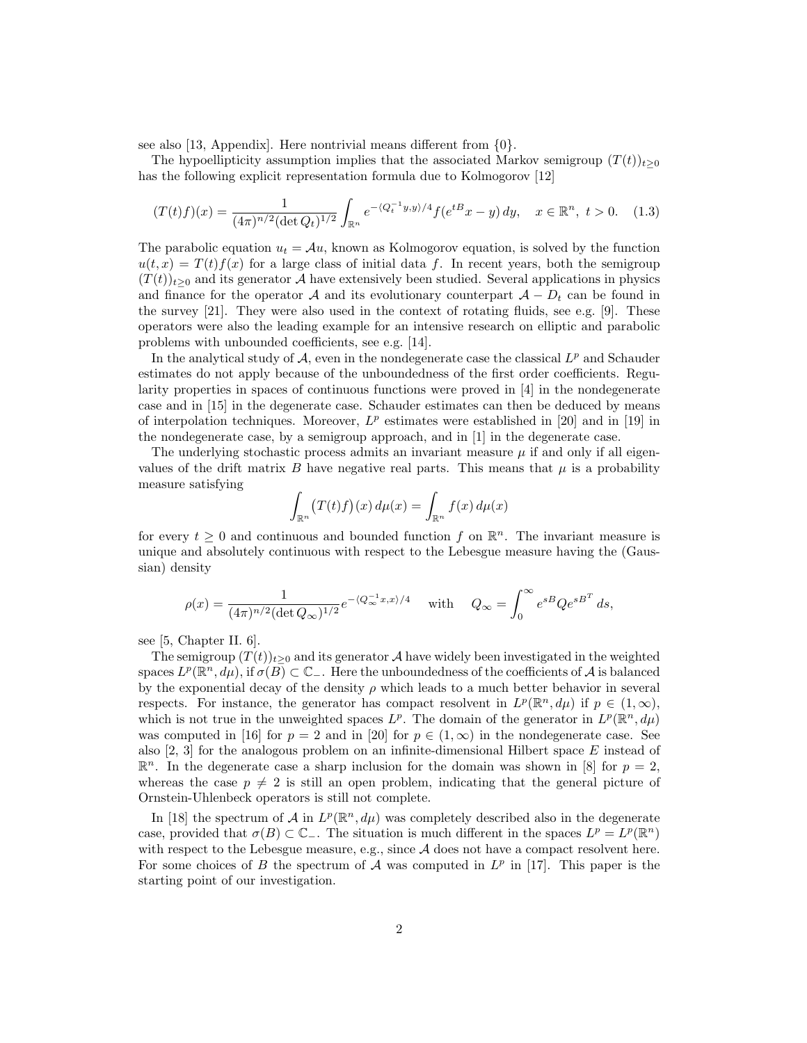see also [13, Appendix]. Here nontrivial means different from $\{0\}$.

The hypoellipticity assumption implies that the associated Markov semigroup $(T(t))_{t\geq 0}$ has the following explicit representation formula due to Kolmogorov [12]

$$(T(t)f)(x) = \frac{1}{(4\pi)^{n/2}(\det Q_t)^{1/2}} \int_{\mathbb{R}^n} e^{-\langle Q_t^{-1}y,y\rangle/4} f(e^{tB}x - y)\, dy, \quad x \in \mathbb{R}^n,\ t > 0. \quad (1.3)$$

The parabolic equation $u_t = \mathcal{A}u$, known as Kolmogorov equation, is solved by the function $u(t,x) = T(t)f(x)$ for a large class of initial data $f$. In recent years, both the semigroup $(T(t))_{t\geq 0}$ and its generator $\mathcal{A}$ have extensively been studied. Several applications in physics and finance for the operator $\mathcal{A}$ and its evolutionary counterpart $\mathcal{A} - D_t$ can be found in the survey [21]. They were also used in the context of rotating fluids, see e.g. [9]. These operators were also the leading example for an intensive research on elliptic and parabolic problems with unbounded coefficients, see e.g. [14].

In the analytical study of $\mathcal{A}$, even in the nondegenerate case the classical $L^p$ and Schauder estimates do not apply because of the unboundedness of the first order coefficients. Regularity properties in spaces of continuous functions were proved in [4] in the nondegenerate case and in [15] in the degenerate case. Schauder estimates can then be deduced by means of interpolation techniques. Moreover, $L^p$ estimates were established in [20] and in [19] in the nondegenerate case, by a semigroup approach, and in [1] in the degenerate case.

The underlying stochastic process admits an invariant measure $\mu$ if and only if all eigenvalues of the drift matrix $B$ have negative real parts. This means that $\mu$ is a probability measure satisfying

$$\int_{\mathbb{R}^n} \big(T(t)f\big)(x)\, d\mu(x) = \int_{\mathbb{R}^n} f(x)\, d\mu(x)$$

for every $t \geq 0$ and continuous and bounded function $f$ on $\mathbb{R}^n$. The invariant measure is unique and absolutely continuous with respect to the Lebesgue measure having the (Gaussian) density

$$\rho(x) = \frac{1}{(4\pi)^{n/2}(\det Q_\infty)^{1/2}} e^{-\langle Q_\infty^{-1}x,x\rangle/4} \quad \text{with} \quad Q_\infty = \int_0^\infty e^{sB} Q e^{sB^T}\, ds,$$

see [5, Chapter II. 6].

The semigroup $(T(t))_{t\geq 0}$ and its generator $\mathcal{A}$ have widely been investigated in the weighted spaces $L^p(\mathbb{R}^n, d\mu)$, if $\sigma(B) \subset \mathbb{C}_-$. Here the unboundedness of the coefficients of $\mathcal{A}$ is balanced by the exponential decay of the density $\rho$ which leads to a much better behavior in several respects. For instance, the generator has compact resolvent in $L^p(\mathbb{R}^n, d\mu)$ if $p \in (1,\infty)$, which is not true in the unweighted spaces $L^p$. The domain of the generator in $L^p(\mathbb{R}^n, d\mu)$ was computed in [16] for $p = 2$ and in [20] for $p \in (1,\infty)$ in the nondegenerate case. See also [2, 3] for the analogous problem on an infinite-dimensional Hilbert space $E$ instead of $\mathbb{R}^n$. In the degenerate case a sharp inclusion for the domain was shown in [8] for $p = 2$, whereas the case $p \neq 2$ is still an open problem, indicating that the general picture of Ornstein-Uhlenbeck operators is still not complete.

In [18] the spectrum of $\mathcal{A}$ in $L^p(\mathbb{R}^n, d\mu)$ was completely described also in the degenerate case, provided that $\sigma(B) \subset \mathbb{C}_-$. The situation is much different in the spaces $L^p = L^p(\mathbb{R}^n)$ with respect to the Lebesgue measure, e.g., since $\mathcal{A}$ does not have a compact resolvent here. For some choices of $B$ the spectrum of $\mathcal{A}$ was computed in $L^p$ in [17]. This paper is the starting point of our investigation.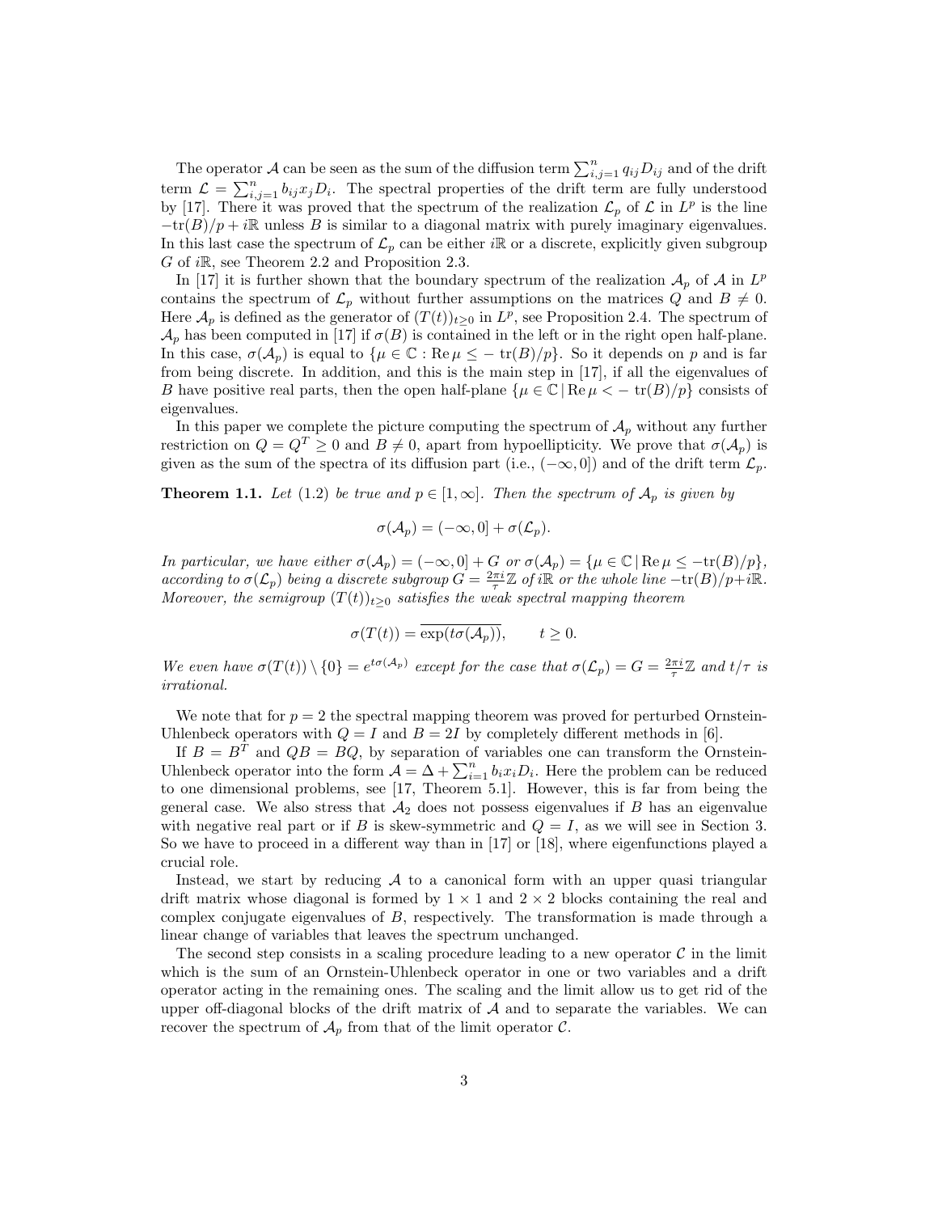The operator $\mathcal{A}$ can be seen as the sum of the diffusion term $\sum_{i,j=1}^n q_{ij} D_{ij}$ and of the drift term $\mathcal{L} = \sum_{i,j=1}^n b_{ij} x_j D_i$. The spectral properties of the drift term are fully understood by [17]. There it was proved that the spectrum of the realization $\mathcal{L}_p$ of $\mathcal{L}$ in $L^p$ is the line $-\mathrm{tr}(B)/p + i\mathbb{R}$ unless $B$ is similar to a diagonal matrix with purely imaginary eigenvalues. In this last case the spectrum of $\mathcal{L}_p$ can be either $i\mathbb{R}$ or a discrete, explicitly given subgroup $G$ of $i\mathbb{R}$, see Theorem 2.2 and Proposition 2.3.

In [17] it is further shown that the boundary spectrum of the realization $\mathcal{A}_p$ of $\mathcal{A}$ in $L^p$ contains the spectrum of $\mathcal{L}_p$ without further assumptions on the matrices $Q$ and $B \neq 0$. Here $\mathcal{A}_p$ is defined as the generator of $(T(t))_{t\geq 0}$ in $L^p$, see Proposition 2.4. The spectrum of $\mathcal{A}_p$ has been computed in [17] if $\sigma(B)$ is contained in the left or in the right open half-plane. In this case, $\sigma(\mathcal{A}_p)$ is equal to $\{\mu \in \mathbb{C} : \mathrm{Re}\,\mu \leq -\,\mathrm{tr}(B)/p\}$. So it depends on $p$ and is far from being discrete. In addition, and this is the main step in [17], if all the eigenvalues of $B$ have positive real parts, then the open half-plane $\{\mu \in \mathbb{C} \,|\, \mathrm{Re}\,\mu < -\,\mathrm{tr}(B)/p\}$ consists of eigenvalues.

In this paper we complete the picture computing the spectrum of $\mathcal{A}_p$ without any further restriction on $Q = Q^T \geq 0$ and $B \neq 0$, apart from hypoellipticity. We prove that $\sigma(\mathcal{A}_p)$ is given as the sum of the spectra of its diffusion part (i.e., $(-\infty, 0]$) and of the drift term $\mathcal{L}_p$.

**Theorem 1.1.** *Let (1.2) be true and $p \in [1, \infty]$. Then the spectrum of $\mathcal{A}_p$ is given by*

$$\sigma(\mathcal{A}_p) = (-\infty, 0] + \sigma(\mathcal{L}_p).$$

*In particular, we have either $\sigma(\mathcal{A}_p) = (-\infty, 0] + G$ or $\sigma(\mathcal{A}_p) = \{\mu \in \mathbb{C} \,|\, \mathrm{Re}\,\mu \leq -\mathrm{tr}(B)/p\}$, according to $\sigma(\mathcal{L}_p)$ being a discrete subgroup $G = \frac{2\pi i}{\tau}\mathbb{Z}$ of $i\mathbb{R}$ or the whole line $-\mathrm{tr}(B)/p + i\mathbb{R}$. Moreover, the semigroup $(T(t))_{t\geq 0}$ satisfies the weak spectral mapping theorem*

$$\sigma(T(t)) = \overline{\exp(t\sigma(\mathcal{A}_p))}, \qquad t \geq 0.$$

*We even have $\sigma(T(t)) \setminus \{0\} = e^{t\sigma(\mathcal{A}_p)}$ except for the case that $\sigma(\mathcal{L}_p) = G = \frac{2\pi i}{\tau}\mathbb{Z}$ and $t/\tau$ is irrational.*

We note that for $p = 2$ the spectral mapping theorem was proved for perturbed Ornstein-Uhlenbeck operators with $Q = I$ and $B = 2I$ by completely different methods in [6].

If $B = B^T$ and $QB = BQ$, by separation of variables one can transform the Ornstein-Uhlenbeck operator into the form $\mathcal{A} = \Delta + \sum_{i=1}^n b_i x_i D_i$. Here the problem can be reduced to one dimensional problems, see [17, Theorem 5.1]. However, this is far from being the general case. We also stress that $\mathcal{A}_2$ does not possess eigenvalues if $B$ has an eigenvalue with negative real part or if $B$ is skew-symmetric and $Q = I$, as we will see in Section 3. So we have to proceed in a different way than in [17] or [18], where eigenfunctions played a crucial role.

Instead, we start by reducing $\mathcal{A}$ to a canonical form with an upper quasi triangular drift matrix whose diagonal is formed by $1 \times 1$ and $2 \times 2$ blocks containing the real and complex conjugate eigenvalues of $B$, respectively. The transformation is made through a linear change of variables that leaves the spectrum unchanged.

The second step consists in a scaling procedure leading to a new operator $\mathcal{C}$ in the limit which is the sum of an Ornstein-Uhlenbeck operator in one or two variables and a drift operator acting in the remaining ones. The scaling and the limit allow us to get rid of the upper off-diagonal blocks of the drift matrix of $\mathcal{A}$ and to separate the variables. We can recover the spectrum of $\mathcal{A}_p$ from that of the limit operator $\mathcal{C}$.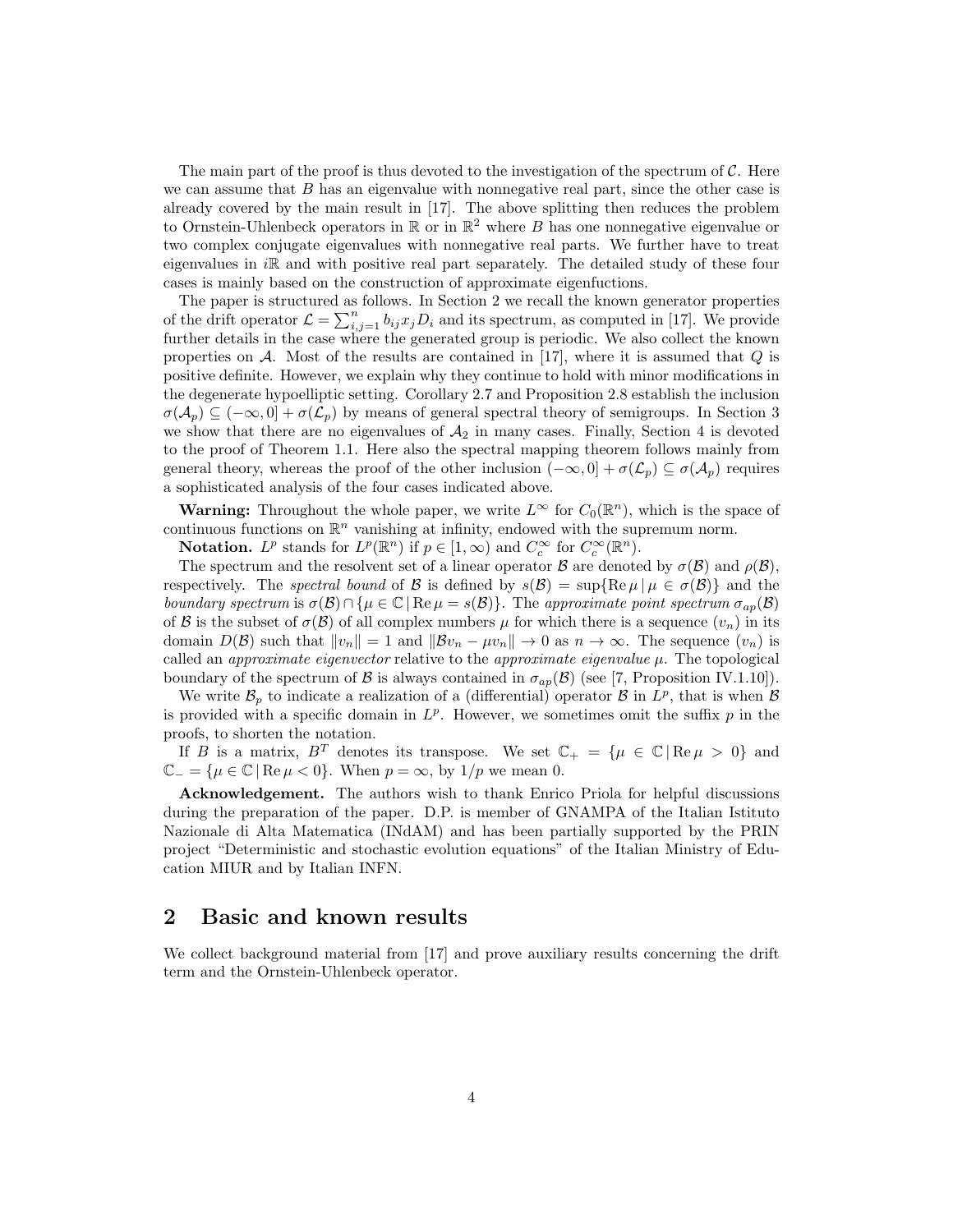The main part of the proof is thus devoted to the investigation of the spectrum of $\mathcal{C}$. Here we can assume that $B$ has an eigenvalue with nonnegative real part, since the other case is already covered by the main result in [17]. The above splitting then reduces the problem to Ornstein-Uhlenbeck operators in $\mathbb{R}$ or in $\mathbb{R}^2$ where $B$ has one nonnegative eigenvalue or two complex conjugate eigenvalues with nonnegative real parts. We further have to treat eigenvalues in $i\mathbb{R}$ and with positive real part separately. The detailed study of these four cases is mainly based on the construction of approximate eigenfuctions.

The paper is structured as follows. In Section 2 we recall the known generator properties of the drift operator $\mathcal{L} = \sum_{i,j=1}^{n} b_{ij} x_j D_i$ and its spectrum, as computed in [17]. We provide further details in the case where the generated group is periodic. We also collect the known properties on $\mathcal{A}$. Most of the results are contained in [17], where it is assumed that $Q$ is positive definite. However, we explain why they continue to hold with minor modifications in the degenerate hypoelliptic setting. Corollary 2.7 and Proposition 2.8 establish the inclusion $\sigma(\mathcal{A}_p) \subseteq (-\infty, 0] + \sigma(\mathcal{L}_p)$ by means of general spectral theory of semigroups. In Section 3 we show that there are no eigenvalues of $\mathcal{A}_2$ in many cases. Finally, Section 4 is devoted to the proof of Theorem 1.1. Here also the spectral mapping theorem follows mainly from general theory, whereas the proof of the other inclusion $(-\infty, 0] + \sigma(\mathcal{L}_p) \subseteq \sigma(\mathcal{A}_p)$ requires a sophisticated analysis of the four cases indicated above.

**Warning:** Throughout the whole paper, we write $L^\infty$ for $C_0(\mathbb{R}^n)$, which is the space of continuous functions on $\mathbb{R}^n$ vanishing at infinity, endowed with the supremum norm.

**Notation.** $L^p$ stands for $L^p(\mathbb{R}^n)$ if $p \in [1, \infty)$ and $C_c^\infty$ for $C_c^\infty(\mathbb{R}^n)$.

The spectrum and the resolvent set of a linear operator $\mathcal{B}$ are denoted by $\sigma(\mathcal{B})$ and $\rho(\mathcal{B})$, respectively. The *spectral bound* of $\mathcal{B}$ is defined by $s(\mathcal{B}) = \sup\{\operatorname{Re}\mu \,|\, \mu \in \sigma(\mathcal{B})\}$ and the *boundary spectrum* is $\sigma(\mathcal{B}) \cap \{\mu \in \mathbb{C} \,|\, \operatorname{Re}\mu = s(\mathcal{B})\}$. The *approximate point spectrum* $\sigma_{ap}(\mathcal{B})$ of $\mathcal{B}$ is the subset of $\sigma(\mathcal{B})$ of all complex numbers $\mu$ for which there is a sequence $(v_n)$ in its domain $D(\mathcal{B})$ such that $\|v_n\| = 1$ and $\|\mathcal{B}v_n - \mu v_n\| \to 0$ as $n \to \infty$. The sequence $(v_n)$ is called an *approximate eigenvector* relative to the *approximate eigenvalue* $\mu$. The topological boundary of the spectrum of $\mathcal{B}$ is always contained in $\sigma_{ap}(\mathcal{B})$ (see [7, Proposition IV.1.10]).

We write $\mathcal{B}_p$ to indicate a realization of a (differential) operator $\mathcal{B}$ in $L^p$, that is when $\mathcal{B}$ is provided with a specific domain in $L^p$. However, we sometimes omit the suffix $p$ in the proofs, to shorten the notation.

If $B$ is a matrix, $B^T$ denotes its transpose. We set $\mathbb{C}_+ = \{\mu \in \mathbb{C} \,|\, \operatorname{Re}\mu > 0\}$ and $\mathbb{C}_- = \{\mu \in \mathbb{C} \,|\, \operatorname{Re}\mu < 0\}$. When $p = \infty$, by $1/p$ we mean 0.

**Acknowledgement.** The authors wish to thank Enrico Priola for helpful discussions during the preparation of the paper. D.P. is member of GNAMPA of the Italian Istituto Nazionale di Alta Matematica (INdAM) and has been partially supported by the PRIN project "Deterministic and stochastic evolution equations" of the Italian Ministry of Education MIUR and by Italian INFN.

## 2 Basic and known results

We collect background material from [17] and prove auxiliary results concerning the drift term and the Ornstein-Uhlenbeck operator.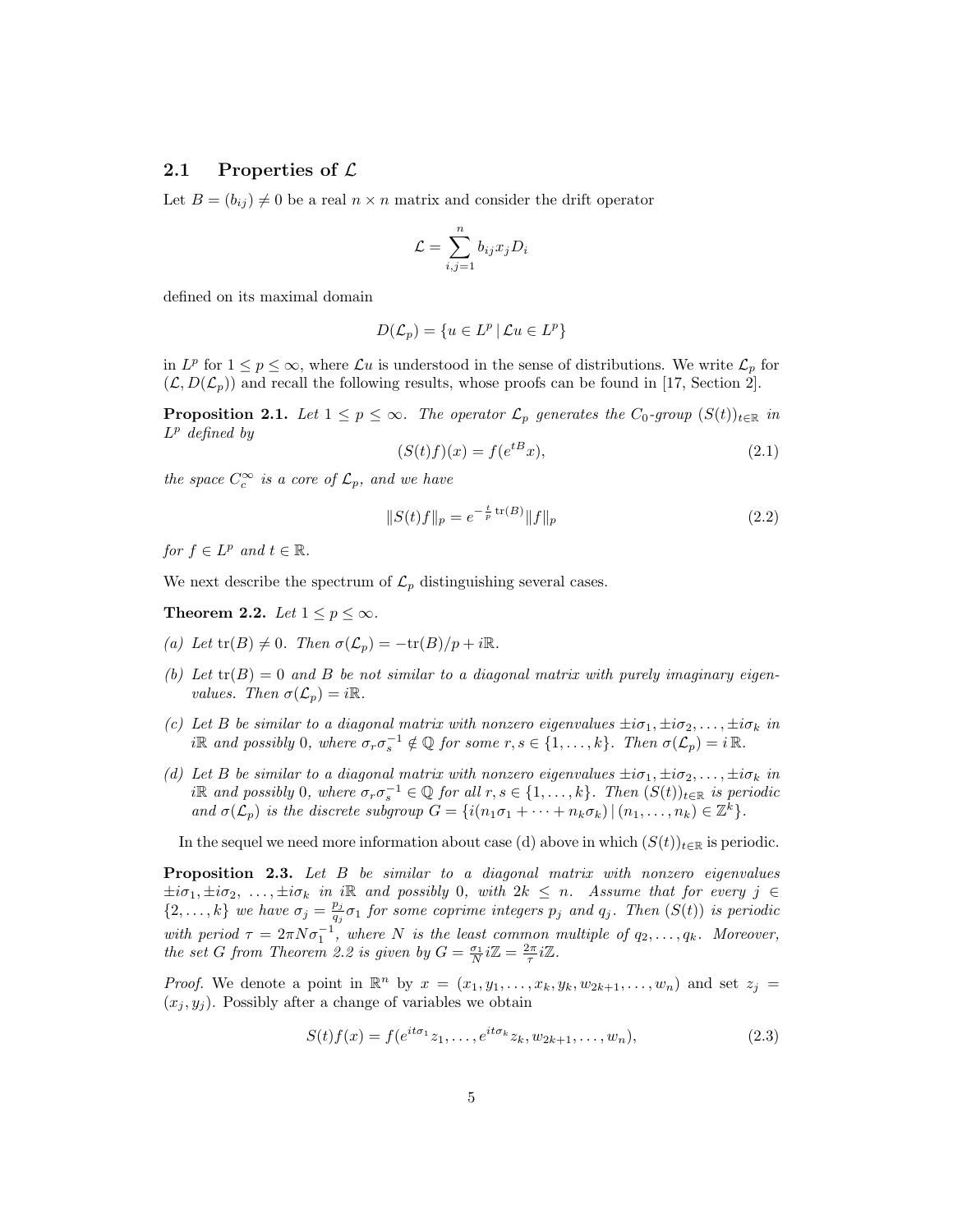### 2.1 Properties of $\mathcal{L}$

Let $B = (b_{ij}) \neq 0$ be a real $n \times n$ matrix and consider the drift operator

$$\mathcal{L} = \sum_{i,j=1}^{n} b_{ij} x_j D_i$$

defined on its maximal domain

$$D(\mathcal{L}_p) = \{u \in L^p \,|\, \mathcal{L}u \in L^p\}$$

in $L^p$ for $1 \le p \le \infty$, where $\mathcal{L}u$ is understood in the sense of distributions. We write $\mathcal{L}_p$ for $(\mathcal{L}, D(\mathcal{L}_p))$ and recall the following results, whose proofs can be found in [17, Section 2].

**Proposition 2.1.** *Let $1 \le p \le \infty$. The operator $\mathcal{L}_p$ generates the $C_0$-group $(S(t))_{t\in\mathbb{R}}$ in $L^p$ defined by*

$$(S(t)f)(x) = f(e^{tB}x), \tag{2.1}$$

*the space $C_c^\infty$ is a core of $\mathcal{L}_p$, and we have*

$$\|S(t)f\|_p = e^{-\frac{t}{p}\operatorname{tr}(B)}\|f\|_p \tag{2.2}$$

*for $f \in L^p$ and $t \in \mathbb{R}$.*

We next describe the spectrum of $\mathcal{L}_p$ distinguishing several cases.

**Theorem 2.2.** *Let $1 \le p \le \infty$.*

*(a) Let $\operatorname{tr}(B) \neq 0$. Then $\sigma(\mathcal{L}_p) = -\operatorname{tr}(B)/p + i\mathbb{R}$.*

*(b) Let $\operatorname{tr}(B) = 0$ and $B$ be not similar to a diagonal matrix with purely imaginary eigenvalues. Then $\sigma(\mathcal{L}_p) = i\mathbb{R}$.*

*(c) Let $B$ be similar to a diagonal matrix with nonzero eigenvalues $\pm i\sigma_1, \pm i\sigma_2, \ldots, \pm i\sigma_k$ in $i\mathbb{R}$ and possibly $0$, where $\sigma_r\sigma_s^{-1} \notin \mathbb{Q}$ for some $r, s \in \{1, \ldots, k\}$. Then $\sigma(\mathcal{L}_p) = i\,\mathbb{R}$.*

*(d) Let $B$ be similar to a diagonal matrix with nonzero eigenvalues $\pm i\sigma_1, \pm i\sigma_2, \ldots, \pm i\sigma_k$ in $i\mathbb{R}$ and possibly $0$, where $\sigma_r\sigma_s^{-1} \in \mathbb{Q}$ for all $r, s \in \{1, \ldots, k\}$. Then $(S(t))_{t\in\mathbb{R}}$ is periodic and $\sigma(\mathcal{L}_p)$ is the discrete subgroup $G = \{i(n_1\sigma_1 + \cdots + n_k\sigma_k) \,|\, (n_1, \ldots, n_k) \in \mathbb{Z}^k\}$.*

In the sequel we need more information about case (d) above in which $(S(t))_{t\in\mathbb{R}}$ is periodic.

**Proposition 2.3.** *Let $B$ be similar to a diagonal matrix with nonzero eigenvalues $\pm i\sigma_1, \pm i\sigma_2, \ldots, \pm i\sigma_k$ in $i\mathbb{R}$ and possibly $0$, with $2k \le n$. Assume that for every $j \in \{2, \ldots, k\}$ we have $\sigma_j = \frac{p_j}{q_j}\sigma_1$ for some coprime integers $p_j$ and $q_j$. Then $(S(t))$ is periodic with period $\tau = 2\pi N \sigma_1^{-1}$, where $N$ is the least common multiple of $q_2, \ldots, q_k$. Moreover, the set $G$ from Theorem 2.2 is given by $G = \frac{\sigma_1}{N} i\mathbb{Z} = \frac{2\pi}{\tau} i\mathbb{Z}$.*

*Proof.* We denote a point in $\mathbb{R}^n$ by $x = (x_1, y_1, \ldots, x_k, y_k, w_{2k+1}, \ldots, w_n)$ and set $z_j = (x_j, y_j)$. Possibly after a change of variables we obtain

$$S(t)f(x) = f(e^{it\sigma_1}z_1, \ldots, e^{it\sigma_k}z_k, w_{2k+1}, \ldots, w_n), \tag{2.3}$$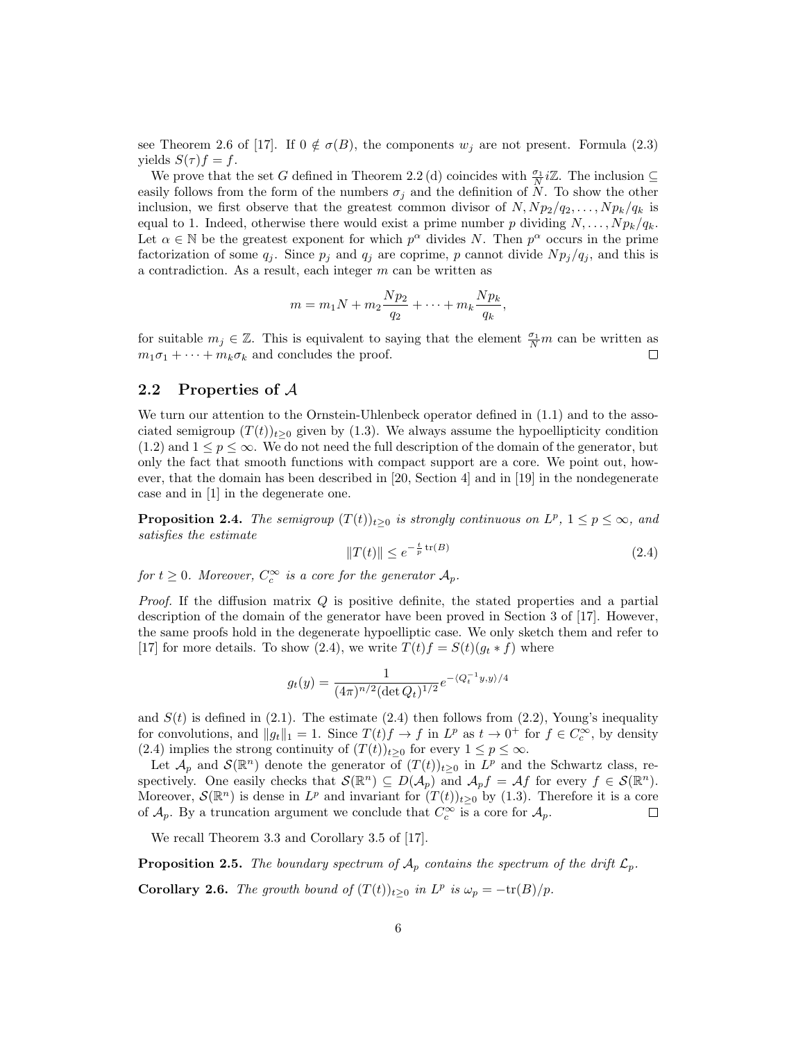see Theorem 2.6 of [17]. If $0 \notin \sigma(B)$, the components $w_j$ are not present. Formula (2.3) yields $S(\tau)f = f$.

We prove that the set $G$ defined in Theorem 2.2 (d) coincides with $\frac{\sigma_1}{N} i\mathbb{Z}$. The inclusion $\subseteq$ easily follows from the form of the numbers $\sigma_j$ and the definition of $N$. To show the other inclusion, we first observe that the greatest common divisor of $N, Np_2/q_2, \ldots, Np_k/q_k$ is equal to 1. Indeed, otherwise there would exist a prime number $p$ dividing $N, \ldots, Np_k/q_k$. Let $\alpha \in \mathbb{N}$ be the greatest exponent for which $p^\alpha$ divides $N$. Then $p^\alpha$ occurs in the prime factorization of some $q_j$. Since $p_j$ and $q_j$ are coprime, $p$ cannot divide $Np_j/q_j$, and this is a contradiction. As a result, each integer $m$ can be written as

$$m = m_1 N + m_2 \frac{Np_2}{q_2} + \cdots + m_k \frac{Np_k}{q_k},$$

for suitable $m_j \in \mathbb{Z}$. This is equivalent to saying that the element $\frac{\sigma_1}{N} m$ can be written as $m_1\sigma_1 + \cdots + m_k\sigma_k$ and concludes the proof. $\square$

## 2.2 Properties of $\mathcal{A}$

We turn our attention to the Ornstein-Uhlenbeck operator defined in (1.1) and to the associated semigroup $(T(t))_{t\geq 0}$ given by (1.3). We always assume the hypoellipticity condition (1.2) and $1 \leq p \leq \infty$. We do not need the full description of the domain of the generator, but only the fact that smooth functions with compact support are a core. We point out, however, that the domain has been described in [20, Section 4] and in [19] in the nondegenerate case and in [1] in the degenerate one.

**Proposition 2.4.** *The semigroup $(T(t))_{t\geq 0}$ is strongly continuous on $L^p$, $1 \leq p \leq \infty$, and satisfies the estimate*

$$\|T(t)\| \leq e^{-\frac{t}{p}\operatorname{tr}(B)} \tag{2.4}$$

*for $t \geq 0$. Moreover, $C_c^\infty$ is a core for the generator $\mathcal{A}_p$.*

*Proof.* If the diffusion matrix $Q$ is positive definite, the stated properties and a partial description of the domain of the generator have been proved in Section 3 of [17]. However, the same proofs hold in the degenerate hypoelliptic case. We only sketch them and refer to [17] for more details. To show (2.4), we write $T(t)f = S(t)(g_t * f)$ where

$$g_t(y) = \frac{1}{(4\pi)^{n/2}(\det Q_t)^{1/2}} e^{-\langle Q_t^{-1} y, y\rangle/4}$$

and $S(t)$ is defined in (2.1). The estimate (2.4) then follows from (2.2), Young's inequality for convolutions, and $\|g_t\|_1 = 1$. Since $T(t)f \to f$ in $L^p$ as $t \to 0^+$ for $f \in C_c^\infty$, by density (2.4) implies the strong continuity of $(T(t))_{t\geq 0}$ for every $1 \leq p \leq \infty$.

Let $\mathcal{A}_p$ and $\mathcal{S}(\mathbb{R}^n)$ denote the generator of $(T(t))_{t\geq 0}$ in $L^p$ and the Schwartz class, respectively. One easily checks that $\mathcal{S}(\mathbb{R}^n) \subseteq D(\mathcal{A}_p)$ and $\mathcal{A}_p f = \mathcal{A} f$ for every $f \in \mathcal{S}(\mathbb{R}^n)$. Moreover, $\mathcal{S}(\mathbb{R}^n)$ is dense in $L^p$ and invariant for $(T(t))_{t\geq 0}$ by (1.3). Therefore it is a core of $\mathcal{A}_p$. By a truncation argument we conclude that $C_c^\infty$ is a core for $\mathcal{A}_p$. $\square$

We recall Theorem 3.3 and Corollary 3.5 of [17].

**Proposition 2.5.** *The boundary spectrum of $\mathcal{A}_p$ contains the spectrum of the drift $\mathcal{L}_p$.*

**Corollary 2.6.** *The growth bound of $(T(t))_{t\geq 0}$ in $L^p$ is $\omega_p = -\operatorname{tr}(B)/p$.*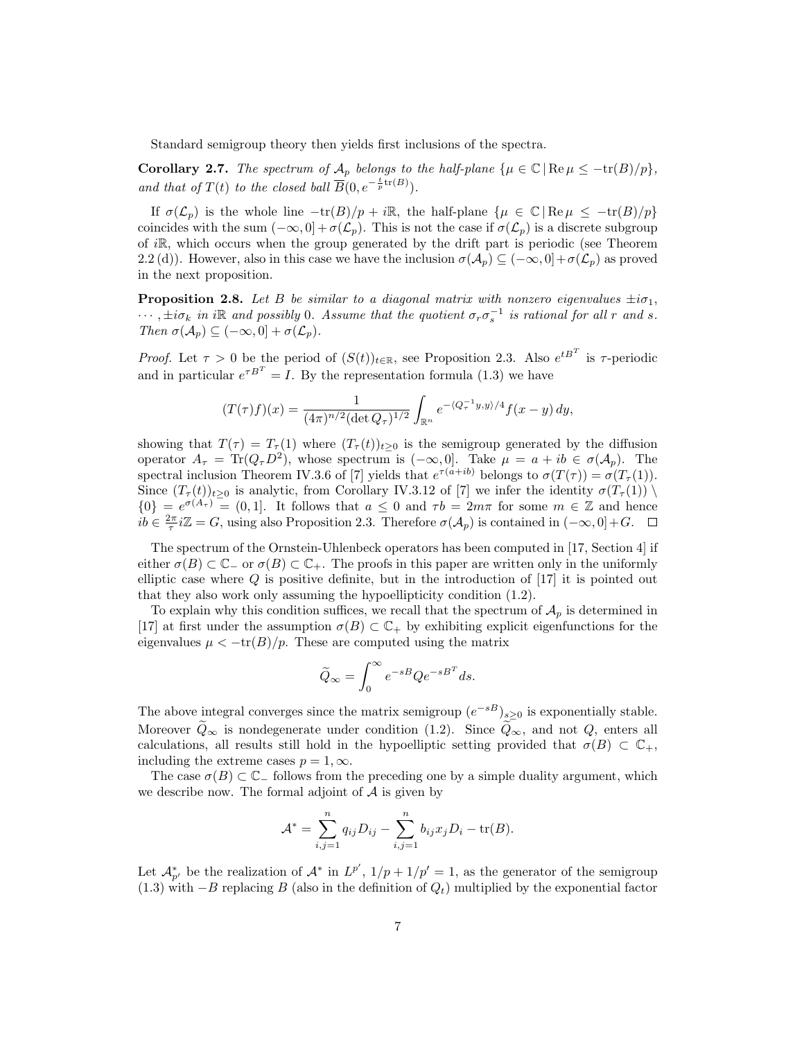Standard semigroup theory then yields first inclusions of the spectra.

**Corollary 2.7.** *The spectrum of $\mathcal{A}_p$ belongs to the half-plane $\{\mu \in \mathbb{C} \,|\, \mathrm{Re}\, \mu \le -\mathrm{tr}(B)/p\}$, and that of $T(t)$ to the closed ball $\overline{B}(0, e^{-\frac{t}{p}\mathrm{tr}(B)})$.*

If $\sigma(\mathcal{L}_p)$ is the whole line $-\mathrm{tr}(B)/p + i\mathbb{R}$, the half-plane $\{\mu \in \mathbb{C} \,|\, \mathrm{Re}\, \mu \le -\mathrm{tr}(B)/p\}$ coincides with the sum $(-\infty, 0] + \sigma(\mathcal{L}_p)$. This is not the case if $\sigma(\mathcal{L}_p)$ is a discrete subgroup of $i\mathbb{R}$, which occurs when the group generated by the drift part is periodic (see Theorem 2.2 (d)). However, also in this case we have the inclusion $\sigma(\mathcal{A}_p) \subseteq (-\infty, 0] + \sigma(\mathcal{L}_p)$ as proved in the next proposition.

**Proposition 2.8.** *Let $B$ be similar to a diagonal matrix with nonzero eigenvalues $\pm i\sigma_1, \cdots, \pm i\sigma_k$ in $i\mathbb{R}$ and possibly 0. Assume that the quotient $\sigma_r \sigma_s^{-1}$ is rational for all $r$ and $s$. Then $\sigma(\mathcal{A}_p) \subseteq (-\infty, 0] + \sigma(\mathcal{L}_p)$.*

*Proof.* Let $\tau > 0$ be the period of $(S(t))_{t\in\mathbb{R}}$, see Proposition 2.3. Also $e^{tB^T}$ is $\tau$-periodic and in particular $e^{\tau B^T} = I$. By the representation formula (1.3) we have

$$(T(\tau)f)(x) = \frac{1}{(4\pi)^{n/2}(\det Q_\tau)^{1/2}} \int_{\mathbb{R}^n} e^{-\langle Q_\tau^{-1} y, y\rangle/4} f(x - y)\, dy,$$

showing that $T(\tau) = T_\tau(1)$ where $(T_\tau(t))_{t\ge 0}$ is the semigroup generated by the diffusion operator $A_\tau = \mathrm{Tr}(Q_\tau D^2)$, whose spectrum is $(-\infty, 0]$. Take $\mu = a + ib \in \sigma(\mathcal{A}_p)$. The spectral inclusion Theorem IV.3.6 of [7] yields that $e^{\tau(a+ib)}$ belongs to $\sigma(T(\tau)) = \sigma(T_\tau(1))$. Since $(T_\tau(t))_{t\ge 0}$ is analytic, from Corollary IV.3.12 of [7] we infer the identity $\sigma(T_\tau(1)) \setminus \{0\} = e^{\sigma(A_\tau)} = (0, 1]$. It follows that $a \le 0$ and $\tau b = 2m\pi$ for some $m \in \mathbb{Z}$ and hence $ib \in \frac{2\pi}{\tau} i\mathbb{Z} = G$, using also Proposition 2.3. Therefore $\sigma(\mathcal{A}_p)$ is contained in $(-\infty, 0] + G$. $\square$

The spectrum of the Ornstein-Uhlenbeck operators has been computed in [17, Section 4] if either $\sigma(B) \subset \mathbb{C}_-$ or $\sigma(B) \subset \mathbb{C}_+$. The proofs in this paper are written only in the uniformly elliptic case where $Q$ is positive definite, but in the introduction of [17] it is pointed out that they also work only assuming the hypoellipticity condition (1.2).

To explain why this condition suffices, we recall that the spectrum of $\mathcal{A}_p$ is determined in [17] at first under the assumption $\sigma(B) \subset \mathbb{C}_+$ by exhibiting explicit eigenfunctions for the eigenvalues $\mu < -\mathrm{tr}(B)/p$. These are computed using the matrix

$$\widetilde{Q}_\infty = \int_0^\infty e^{-sB} Q e^{-sB^T}\, ds.$$

The above integral converges since the matrix semigroup $(e^{-sB})_{s\ge 0}$ is exponentially stable. Moreover $\widetilde{Q}_\infty$ is nondegenerate under condition (1.2). Since $\widetilde{Q}_\infty$, and not $Q$, enters all calculations, all results still hold in the hypoelliptic setting provided that $\sigma(B) \subset \mathbb{C}_+$, including the extreme cases $p = 1, \infty$.

The case $\sigma(B) \subset \mathbb{C}_-$ follows from the preceding one by a simple duality argument, which we describe now. The formal adjoint of $\mathcal{A}$ is given by

$$\mathcal{A}^* = \sum_{i,j=1}^n q_{ij} D_{ij} - \sum_{i,j=1}^n b_{ij} x_j D_i - \mathrm{tr}(B).$$

Let $\mathcal{A}^*_{p'}$ be the realization of $\mathcal{A}^*$ in $L^{p'}$, $1/p + 1/p' = 1$, as the generator of the semigroup (1.3) with $-B$ replacing $B$ (also in the definition of $Q_t$) multiplied by the exponential factor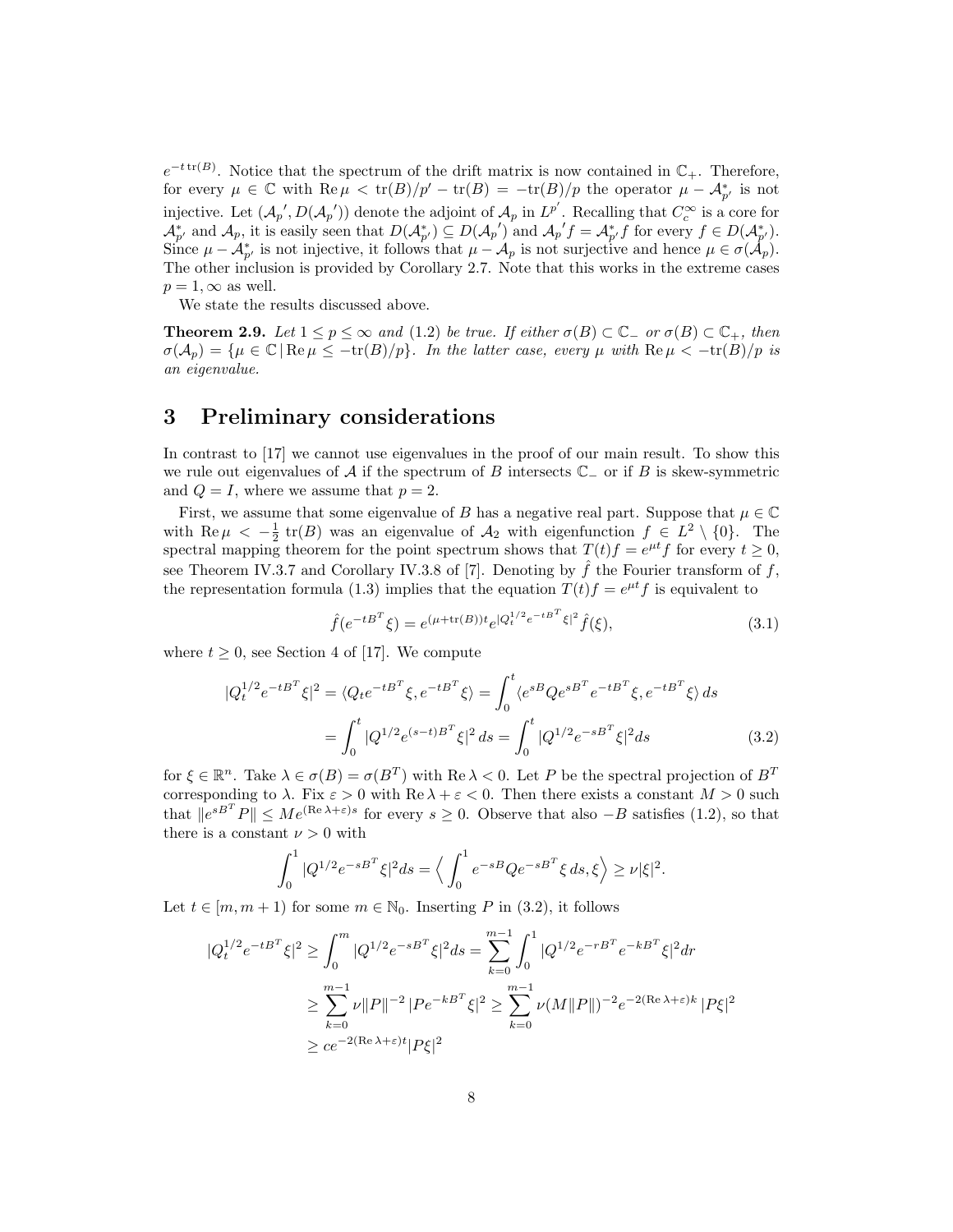$e^{-t\,\mathrm{tr}(B)}$. Notice that the spectrum of the drift matrix is now contained in $\mathbb{C}_+$. Therefore, for every $\mu \in \mathbb{C}$ with $\mathrm{Re}\,\mu < \mathrm{tr}(B)/p' - \mathrm{tr}(B) = -\mathrm{tr}(B)/p$ the operator $\mu - \mathcal{A}^*_{p'}$ is not injective. Let $(\mathcal{A}_p{}', D(\mathcal{A}_p{}'))$ denote the adjoint of $\mathcal{A}_p$ in $L^{p'}$. Recalling that $C_c^\infty$ is a core for $\mathcal{A}^*_{p'}$ and $\mathcal{A}_p$, it is easily seen that $D(\mathcal{A}^*_{p'}) \subseteq D(\mathcal{A}_p{}')$ and $\mathcal{A}_p{}'f = \mathcal{A}^*_{p'}f$ for every $f \in D(\mathcal{A}^*_{p'})$. Since $\mu - \mathcal{A}^*_{p'}$ is not injective, it follows that $\mu - \mathcal{A}_p$ is not surjective and hence $\mu \in \sigma(\mathcal{A}_p)$. The other inclusion is provided by Corollary 2.7. Note that this works in the extreme cases $p = 1, \infty$ as well.

We state the results discussed above.

**Theorem 2.9.** *Let $1 \le p \le \infty$ and (1.2) be true. If either $\sigma(B) \subset \mathbb{C}_-$ or $\sigma(B) \subset \mathbb{C}_+$, then $\sigma(\mathcal{A}_p) = \{\mu \in \mathbb{C} \,|\, \mathrm{Re}\,\mu \le -\mathrm{tr}(B)/p\}$. In the latter case, every $\mu$ with $\mathrm{Re}\,\mu < -\mathrm{tr}(B)/p$ is an eigenvalue.*

# 3 Preliminary considerations

In contrast to [17] we cannot use eigenvalues in the proof of our main result. To show this we rule out eigenvalues of $\mathcal{A}$ if the spectrum of $B$ intersects $\mathbb{C}_-$ or if $B$ is skew-symmetric and $Q = I$, where we assume that $p = 2$.

First, we assume that some eigenvalue of $B$ has a negative real part. Suppose that $\mu \in \mathbb{C}$ with $\mathrm{Re}\,\mu < -\frac{1}{2}\,\mathrm{tr}(B)$ was an eigenvalue of $\mathcal{A}_2$ with eigenfunction $f \in L^2 \setminus \{0\}$. The spectral mapping theorem for the point spectrum shows that $T(t)f = e^{\mu t}f$ for every $t \ge 0$, see Theorem IV.3.7 and Corollary IV.3.8 of [7]. Denoting by $\hat{f}$ the Fourier transform of $f$, the representation formula (1.3) implies that the equation $T(t)f = e^{\mu t}f$ is equivalent to

$$\hat{f}(e^{-tB^T}\xi) = e^{(\mu+\mathrm{tr}(B))t}e^{|Q_t^{1/2}e^{-tB^T}\xi|^2}\hat{f}(\xi), \tag{3.1}$$

where $t \ge 0$, see Section 4 of [17]. We compute

$$\begin{aligned}
|Q_t^{1/2}e^{-tB^T}\xi|^2 = \langle Q_t e^{-tB^T}\xi, e^{-tB^T}\xi\rangle &= \int_0^t \langle e^{sB}Qe^{sB^T}e^{-tB^T}\xi, e^{-tB^T}\xi\rangle\,ds \\
&= \int_0^t |Q^{1/2}e^{(s-t)B^T}\xi|^2\,ds = \int_0^t |Q^{1/2}e^{-sB^T}\xi|^2 ds
\end{aligned} \tag{3.2}$$

for $\xi \in \mathbb{R}^n$. Take $\lambda \in \sigma(B) = \sigma(B^T)$ with $\mathrm{Re}\,\lambda < 0$. Let $P$ be the spectral projection of $B^T$ corresponding to $\lambda$. Fix $\varepsilon > 0$ with $\mathrm{Re}\,\lambda + \varepsilon < 0$. Then there exists a constant $M > 0$ such that $\|e^{sB^T}P\| \le Me^{(\mathrm{Re}\,\lambda+\varepsilon)s}$ for every $s \ge 0$. Observe that also $-B$ satisfies (1.2), so that there is a constant $\nu > 0$ with

$$\int_0^1 |Q^{1/2}e^{-sB^T}\xi|^2 ds = \Big\langle \int_0^1 e^{-sB}Qe^{-sB^T}\xi\,ds, \xi\Big\rangle \ge \nu|\xi|^2.$$

Let $t \in [m, m+1)$ for some $m \in \mathbb{N}_0$. Inserting $P$ in (3.2), it follows

$$\begin{aligned}
|Q_t^{1/2}e^{-tB^T}\xi|^2 &\ge \int_0^m |Q^{1/2}e^{-sB^T}\xi|^2 ds = \sum_{k=0}^{m-1}\int_0^1 |Q^{1/2}e^{-rB^T}e^{-kB^T}\xi|^2 dr \\
&\ge \sum_{k=0}^{m-1} \nu\|P\|^{-2}\,|Pe^{-kB^T}\xi|^2 \ge \sum_{k=0}^{m-1} \nu(M\|P\|)^{-2}e^{-2(\mathrm{Re}\,\lambda+\varepsilon)k}\,|P\xi|^2 \\
&\ge ce^{-2(\mathrm{Re}\,\lambda+\varepsilon)t}|P\xi|^2
\end{aligned}$$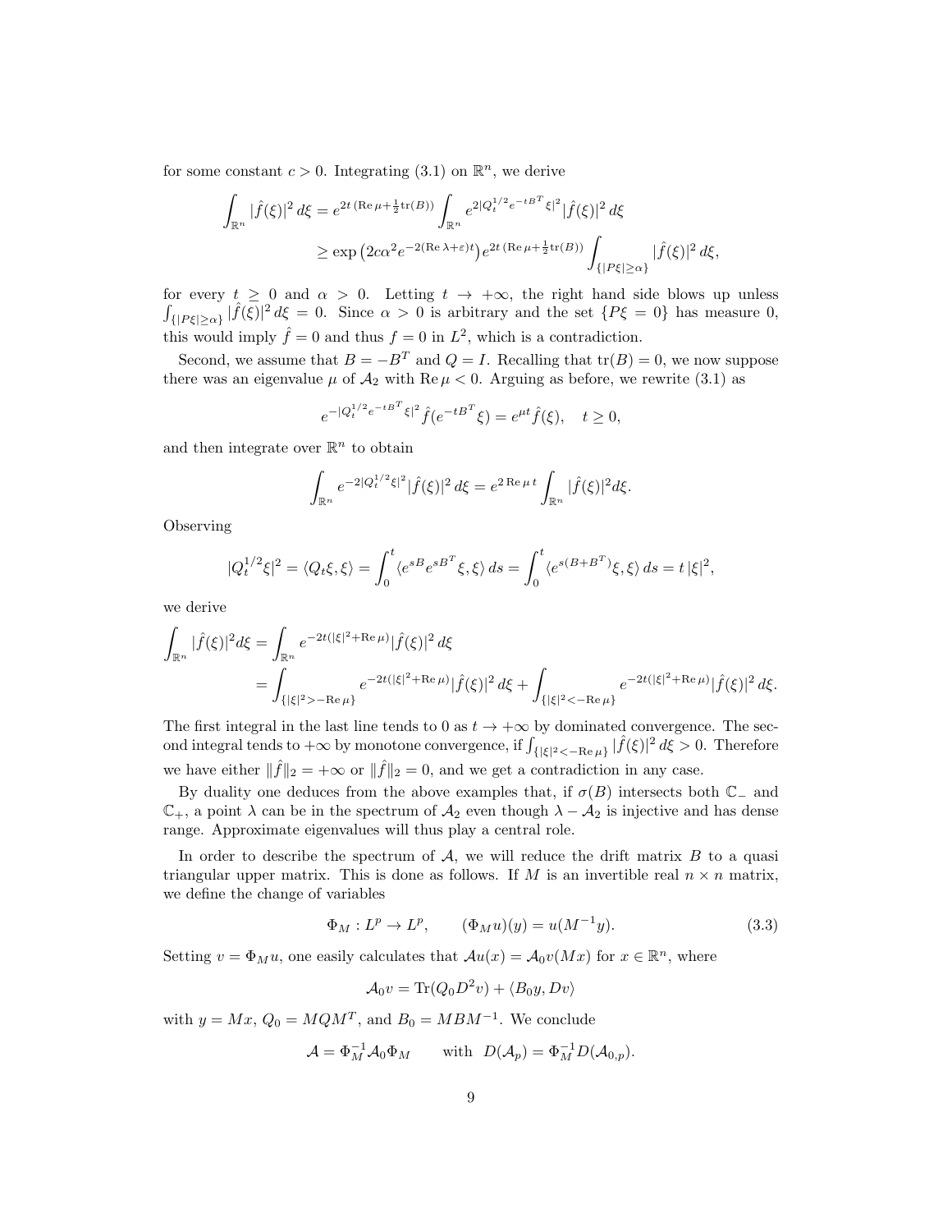for some constant $c > 0$. Integrating (3.1) on $\mathbb{R}^n$, we derive

$$\int_{\mathbb{R}^n} |\hat{f}(\xi)|^2 \, d\xi = e^{2t\,(\mathrm{Re}\,\mu + \frac{1}{2}\mathrm{tr}(B))} \int_{\mathbb{R}^n} e^{2|Q_t^{1/2} e^{-tB^T}\xi|^2} |\hat{f}(\xi)|^2 \, d\xi$$
$$\geq \exp\left(2c\alpha^2 e^{-2(\mathrm{Re}\,\lambda+\varepsilon)t}\right) e^{2t\,(\mathrm{Re}\,\mu+\frac{1}{2}\mathrm{tr}(B))} \int_{\{|P\xi|\geq\alpha\}} |\hat{f}(\xi)|^2 \, d\xi,$$

for every $t \geq 0$ and $\alpha > 0$. Letting $t \to +\infty$, the right hand side blows up unless $\int_{\{|P\xi|\geq\alpha\}} |\hat{f}(\xi)|^2 \, d\xi = 0$. Since $\alpha > 0$ is arbitrary and the set $\{P\xi = 0\}$ has measure 0, this would imply $\hat{f} = 0$ and thus $f = 0$ in $L^2$, which is a contradiction.

Second, we assume that $B = -B^T$ and $Q = I$. Recalling that $\mathrm{tr}(B) = 0$, we now suppose there was an eigenvalue $\mu$ of $\mathcal{A}_2$ with $\mathrm{Re}\,\mu < 0$. Arguing as before, we rewrite (3.1) as

$$e^{-|Q_t^{1/2} e^{-tB^T}\xi|^2} \hat{f}(e^{-tB^T}\xi) = e^{\mu t} \hat{f}(\xi), \quad t \geq 0,$$

and then integrate over $\mathbb{R}^n$ to obtain

$$\int_{\mathbb{R}^n} e^{-2|Q_t^{1/2}\xi|^2} |\hat{f}(\xi)|^2 \, d\xi = e^{2\,\mathrm{Re}\,\mu\, t} \int_{\mathbb{R}^n} |\hat{f}(\xi)|^2 d\xi.$$

Observing

$$|Q_t^{1/2}\xi|^2 = \langle Q_t\xi, \xi\rangle = \int_0^t \langle e^{sB} e^{sB^T}\xi, \xi\rangle \, ds = \int_0^t \langle e^{s(B+B^T)}\xi, \xi\rangle \, ds = t\,|\xi|^2,$$

we derive

$$\int_{\mathbb{R}^n} |\hat{f}(\xi)|^2 d\xi = \int_{\mathbb{R}^n} e^{-2t(|\xi|^2 + \mathrm{Re}\,\mu)} |\hat{f}(\xi)|^2 \, d\xi$$
$$= \int_{\{|\xi|^2 > -\mathrm{Re}\,\mu\}} e^{-2t(|\xi|^2+\mathrm{Re}\,\mu)} |\hat{f}(\xi)|^2 \, d\xi + \int_{\{|\xi|^2 < -\mathrm{Re}\,\mu\}} e^{-2t(|\xi|^2+\mathrm{Re}\,\mu)} |\hat{f}(\xi)|^2 \, d\xi.$$

The first integral in the last line tends to 0 as $t \to +\infty$ by dominated convergence. The second integral tends to $+\infty$ by monotone convergence, if $\int_{\{|\xi|^2<-\mathrm{Re}\,\mu\}} |\hat{f}(\xi)|^2 \, d\xi > 0$. Therefore we have either $\|\hat{f}\|_2 = +\infty$ or $\|\hat{f}\|_2 = 0$, and we get a contradiction in any case.

By duality one deduces from the above examples that, if $\sigma(B)$ intersects both $\mathbb{C}_-$ and $\mathbb{C}_+$, a point $\lambda$ can be in the spectrum of $\mathcal{A}_2$ even though $\lambda - \mathcal{A}_2$ is injective and has dense range. Approximate eigenvalues will thus play a central role.

In order to describe the spectrum of $\mathcal{A}$, we will reduce the drift matrix $B$ to a quasi triangular upper matrix. This is done as follows. If $M$ is an invertible real $n \times n$ matrix, we define the change of variables

$$\Phi_M : L^p \to L^p, \qquad (\Phi_M u)(y) = u(M^{-1}y). \tag{3.3}$$

Setting $v = \Phi_M u$, one easily calculates that $\mathcal{A}u(x) = \mathcal{A}_0 v(Mx)$ for $x \in \mathbb{R}^n$, where

$$\mathcal{A}_0 v = \mathrm{Tr}(Q_0 D^2 v) + \langle B_0 y, Dv\rangle$$

with $y = Mx$, $Q_0 = MQM^T$, and $B_0 = MBM^{-1}$. We conclude

$$\mathcal{A} = \Phi_M^{-1} \mathcal{A}_0 \Phi_M \qquad \text{with} \;\; D(\mathcal{A}_p) = \Phi_M^{-1} D(\mathcal{A}_{0,p}).$$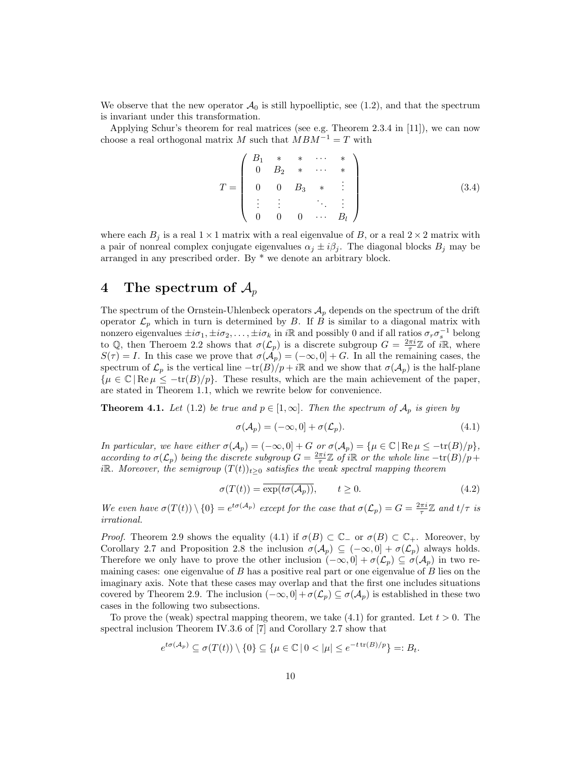We observe that the new operator $\mathcal{A}_0$ is still hypoelliptic, see (1.2), and that the spectrum is invariant under this transformation.

Applying Schur's theorem for real matrices (see e.g. Theorem 2.3.4 in [11]), we can now choose a real orthogonal matrix $M$ such that $MBM^{-1} = T$ with

$$T = \begin{pmatrix} B_1 & * & * & \cdots & * \\ 0 & B_2 & * & \cdots & * \\ 0 & 0 & B_3 & * & \vdots \\ \vdots & \vdots & & \ddots & \vdots \\ 0 & 0 & 0 & \cdots & B_l \end{pmatrix} \tag{3.4}$$

where each $B_j$ is a real $1 \times 1$ matrix with a real eigenvalue of $B$, or a real $2 \times 2$ matrix with a pair of nonreal complex conjugate eigenvalues $\alpha_j \pm i\beta_j$. The diagonal blocks $B_j$ may be arranged in any prescribed order. By * we denote an arbitrary block.

# 4 The spectrum of $\mathcal{A}_p$

The spectrum of the Ornstein-Uhlenbeck operators $\mathcal{A}_p$ depends on the spectrum of the drift operator $\mathcal{L}_p$ which in turn is determined by $B$. If $B$ is similar to a diagonal matrix with nonzero eigenvalues $\pm i\sigma_1, \pm i\sigma_2, \ldots, \pm i\sigma_k$ in $i\mathbb{R}$ and possibly 0 and if all ratios $\sigma_r\sigma_s^{-1}$ belong to $\mathbb{Q}$, then Theroem 2.2 shows that $\sigma(\mathcal{L}_p)$ is a discrete subgroup $G = \frac{2\pi i}{\tau}\mathbb{Z}$ of $i\mathbb{R}$, where $S(\tau) = I$. In this case we prove that $\sigma(\mathcal{A}_p) = (-\infty, 0] + G$. In all the remaining cases, the spectrum of $\mathcal{L}_p$ is the vertical line $-\mathrm{tr}(B)/p + i\mathbb{R}$ and we show that $\sigma(\mathcal{A}_p)$ is the half-plane $\{\mu \in \mathbb{C} \,|\, \mathrm{Re}\,\mu \leq -\mathrm{tr}(B)/p\}$. These results, which are the main achievement of the paper, are stated in Theorem 1.1, which we rewrite below for convenience.

**Theorem 4.1.** *Let (1.2) be true and $p \in [1, \infty]$. Then the spectrum of $\mathcal{A}_p$ is given by*

$$\sigma(\mathcal{A}_p) = (-\infty, 0] + \sigma(\mathcal{L}_p). \tag{4.1}$$

*In particular, we have either $\sigma(\mathcal{A}_p) = (-\infty, 0] + G$ or $\sigma(\mathcal{A}_p) = \{\mu \in \mathbb{C} \,|\, \mathrm{Re}\,\mu \leq -\mathrm{tr}(B)/p\}$, according to $\sigma(\mathcal{L}_p)$ being the discrete subgroup $G = \frac{2\pi i}{\tau}\mathbb{Z}$ of $i\mathbb{R}$ or the whole line $-\mathrm{tr}(B)/p + i\mathbb{R}$. Moreover, the semigroup $(T(t))_{t \geq 0}$ satisfies the weak spectral mapping theorem*

$$\sigma(T(t)) = \overline{\exp(t\sigma(\mathcal{A}_p))}, \qquad t \geq 0. \tag{4.2}$$

*We even have $\sigma(T(t)) \setminus \{0\} = e^{t\sigma(\mathcal{A}_p)}$ except for the case that $\sigma(\mathcal{L}_p) = G = \frac{2\pi i}{\tau}\mathbb{Z}$ and $t/\tau$ is irrational.*

*Proof.* Theorem 2.9 shows the equality (4.1) if $\sigma(B) \subset \mathbb{C}_-$ or $\sigma(B) \subset \mathbb{C}_+$. Moreover, by Corollary 2.7 and Proposition 2.8 the inclusion $\sigma(\mathcal{A}_p) \subseteq (-\infty, 0] + \sigma(\mathcal{L}_p)$ always holds. Therefore we only have to prove the other inclusion $(-\infty, 0] + \sigma(\mathcal{L}_p) \subseteq \sigma(\mathcal{A}_p)$ in two remaining cases: one eigenvalue of $B$ has a positive real part or one eigenvalue of $B$ lies on the imaginary axis. Note that these cases may overlap and that the first one includes situations covered by Theorem 2.9. The inclusion $(-\infty, 0] + \sigma(\mathcal{L}_p) \subseteq \sigma(\mathcal{A}_p)$ is established in these two cases in the following two subsections.

To prove the (weak) spectral mapping theorem, we take (4.1) for granted. Let $t > 0$. The spectral inclusion Theorem IV.3.6 of [7] and Corollary 2.7 show that

$$e^{t\sigma(\mathcal{A}_p)} \subseteq \sigma(T(t)) \setminus \{0\} \subseteq \{\mu \in \mathbb{C} \,|\, 0 < |\mu| \leq e^{-t\,\mathrm{tr}(B)/p}\} =: B_t.$$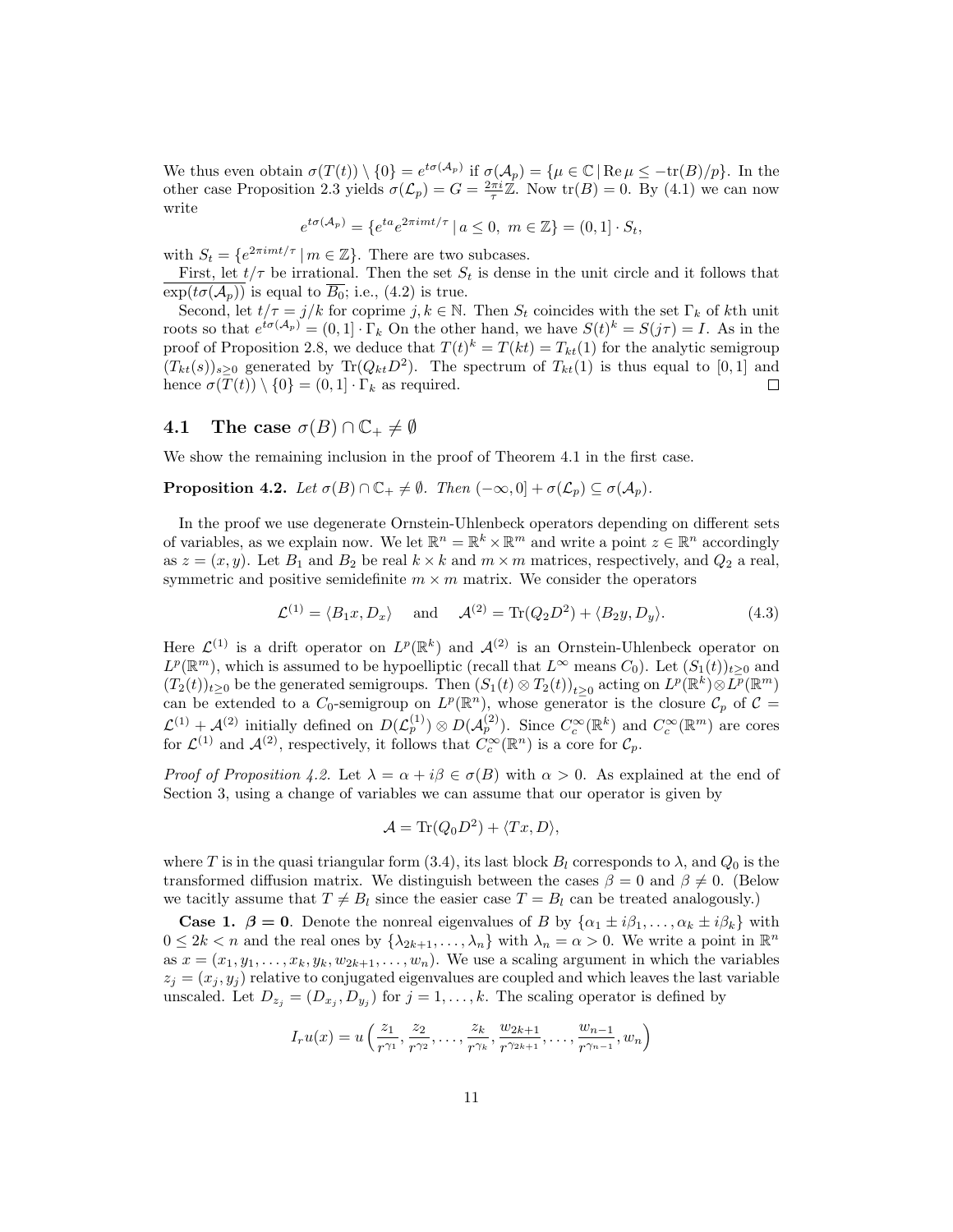We thus even obtain $\sigma(T(t)) \setminus \{0\} = e^{t\sigma(\mathcal{A}_p)}$ if $\sigma(\mathcal{A}_p) = \{\mu \in \mathbb{C} \,|\, \mathrm{Re}\,\mu \le -\mathrm{tr}(B)/p\}$. In the other case Proposition 2.3 yields $\sigma(\mathcal{L}_p) = G = \frac{2\pi i}{\tau}\mathbb{Z}$. Now $\mathrm{tr}(B) = 0$. By (4.1) we can now write

$$e^{t\sigma(\mathcal{A}_p)} = \{e^{ta} e^{2\pi i m t/\tau} \,|\, a \le 0,\ m \in \mathbb{Z}\} = (0,1] \cdot S_t,$$

with $S_t = \{e^{2\pi i m t/\tau} \,|\, m \in \mathbb{Z}\}$. There are two subcases.

First, let $t/\tau$ be irrational. Then the set $S_t$ is dense in the unit circle and it follows that $\overline{\exp(t\sigma(\mathcal{A}_p))}$ is equal to $\overline{B_0}$; i.e., (4.2) is true.

Second, let $t/\tau = j/k$ for coprime $j,k \in \mathbb{N}$. Then $S_t$ coincides with the set $\Gamma_k$ of $k$th unit roots so that $e^{t\sigma(\mathcal{A}_p)} = (0,1] \cdot \Gamma_k$ On the other hand, we have $(S_1(t))^k = S(j\tau) = I$. As in the proof of Proposition 2.8, we deduce that $T(t)^k = T(kt) = T_{kt}(1)$ for the analytic semigroup $(T_{kt}(s))_{s \ge 0}$ generated by $\mathrm{Tr}(Q_{kt}D^2)$. The spectrum of $T_{kt}(1)$ is thus equal to $[0,1]$ and hence $\sigma(T(t)) \setminus \{0\} = (0,1] \cdot \Gamma_k$ as required. $\square$

## 4.1 The case $\sigma(B) \cap \mathbb{C}_+ \neq \emptyset$

We show the remaining inclusion in the proof of Theorem 4.1 in the first case.

**Proposition 4.2.** *Let $\sigma(B) \cap \mathbb{C}_+ \neq \emptyset$. Then $(-\infty, 0] + \sigma(\mathcal{L}_p) \subseteq \sigma(\mathcal{A}_p)$.*

In the proof we use degenerate Ornstein-Uhlenbeck operators depending on different sets of variables, as we explain now. We let $\mathbb{R}^n = \mathbb{R}^k \times \mathbb{R}^m$ and write a point $z \in \mathbb{R}^n$ accordingly as $z = (x,y)$. Let $B_1$ and $B_2$ be real $k \times k$ and $m \times m$ matrices, respectively, and $Q_2$ a real, symmetric and positive semidefinite $m \times m$ matrix. We consider the operators

$$\mathcal{L}^{(1)} = \langle B_1 x, D_x \rangle \quad \text{and} \quad \mathcal{A}^{(2)} = \mathrm{Tr}(Q_2 D^2) + \langle B_2 y, D_y \rangle. \tag{4.3}$$

Here $\mathcal{L}^{(1)}$ is a drift operator on $L^p(\mathbb{R}^k)$ and $\mathcal{A}^{(2)}$ is an Ornstein-Uhlenbeck operator on $L^p(\mathbb{R}^m)$, which is assumed to be hypoelliptic (recall that $L^\infty$ means $C_0$). Let $(S_1(t))_{t\ge 0}$ and $(T_2(t))_{t \ge 0}$ be the generated semigroups. Then $(S_1(t) \otimes T_2(t))_{t \ge 0}$ acting on $L^p(\mathbb{R}^k) \otimes L^p(\mathbb{R}^m)$ can be extended to a $C_0$-semigroup on $L^p(\mathbb{R}^n)$, whose generator is the closure $\mathcal{C}_p$ of $\mathcal{C} = \mathcal{L}^{(1)} + \mathcal{A}^{(2)}$ initially defined on $D(\mathcal{L}_p^{(1)}) \otimes D(\mathcal{A}_p^{(2)})$. Since $C_c^\infty(\mathbb{R}^k)$ and $C_c^\infty(\mathbb{R}^m)$ are cores for $\mathcal{L}^{(1)}$ and $\mathcal{A}^{(2)}$, respectively, it follows that $C_c^\infty(\mathbb{R}^n)$ is a core for $\mathcal{C}_p$.

*Proof of Proposition 4.2.* Let $\lambda = \alpha + i\beta \in \sigma(B)$ with $\alpha > 0$. As explained at the end of Section 3, using a change of variables we can assume that our operator is given by

$$\mathcal{A} = \mathrm{Tr}(Q_0 D^2) + \langle Tx, D \rangle,$$

where $T$ is in the quasi triangular form (3.4), its last block $B_l$ corresponds to $\lambda$, and $Q_0$ is the transformed diffusion matrix. We distinguish between the cases $\beta = 0$ and $\beta \neq 0$. (Below we tacitly assume that $T \neq B_l$ since the easier case $T = B_l$ can be treated analogously.)

**Case 1. $\boldsymbol{\beta = 0}$.** Denote the nonreal eigenvalues of $B$ by $\{\alpha_1 \pm i\beta_1, \ldots, \alpha_k \pm i\beta_k\}$ with $0 \le 2k < n$ and the real ones by $\{\lambda_{2k+1}, \ldots, \lambda_n\}$ with $\lambda_n = \alpha > 0$. We write a point in $\mathbb{R}^n$ as $x = (x_1, y_1, \ldots, x_k, y_k, w_{2k+1}, \ldots, w_n)$. We use a scaling argument in which the variables $z_j = (x_j, y_j)$ relative to conjugated eigenvalues are coupled and which leaves the last variable unscaled. Let $D_{z_j} = (D_{x_j}, D_{y_j})$ for $j = 1, \ldots, k$. The scaling operator is defined by

$$I_r u(x) = u\Big(\frac{z_1}{r^{\gamma_1}}, \frac{z_2}{r^{\gamma_2}}, \ldots, \frac{z_k}{r^{\gamma_k}}, \frac{w_{2k+1}}{r^{\gamma_{2k+1}}}, \ldots, \frac{w_{n-1}}{r^{\gamma_{n-1}}}, w_n\Big)$$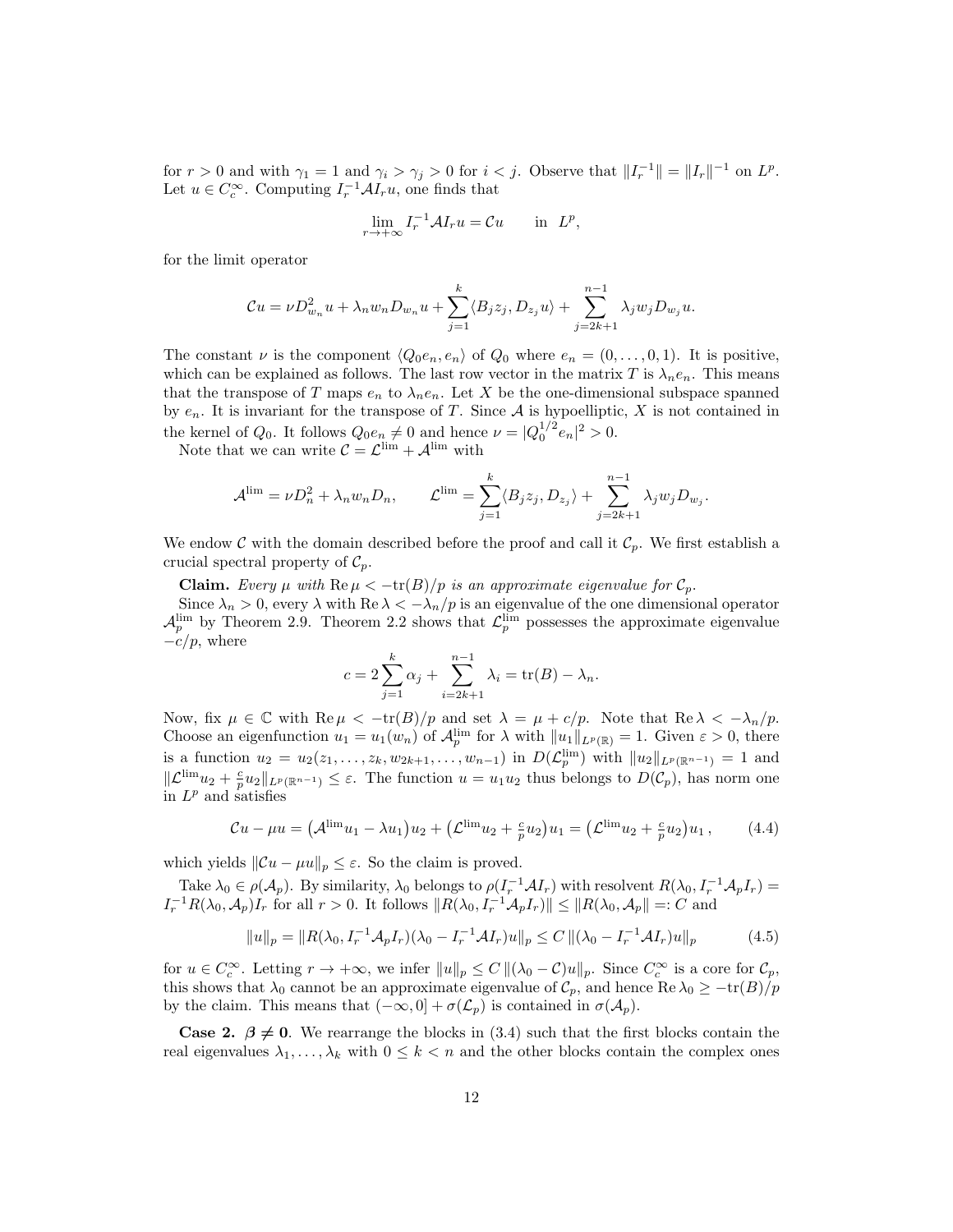for $r > 0$ and with $\gamma_1 = 1$ and $\gamma_i > \gamma_j > 0$ for $i < j$. Observe that $\|I_r^{-1}\| = \|I_r\|^{-1}$ on $L^p$. Let $u \in C_c^\infty$. Computing $I_r^{-1}\mathcal{A}I_r u$, one finds that

$$\lim_{r\to+\infty} I_r^{-1}\mathcal{A}I_r u = \mathcal{C}u \qquad \text{in} \;\; L^p,$$

for the limit operator

$$\mathcal{C}u = \nu D_{w_n}^2 u + \lambda_n w_n D_{w_n} u + \sum_{j=1}^{k} \langle B_j z_j, D_{z_j} u\rangle + \sum_{j=2k+1}^{n-1} \lambda_j w_j D_{w_j} u.$$

The constant $\nu$ is the component $\langle Q_0 e_n, e_n\rangle$ of $Q_0$ where $e_n = (0, \dots, 0, 1)$. It is positive, which can be explained as follows. The last row vector in the matrix $T$ is $\lambda_n e_n$. This means that the transpose of $T$ maps $e_n$ to $\lambda_n e_n$. Let $X$ be the one-dimensional subspace spanned by $e_n$. It is invariant for the transpose of $T$. Since $\mathcal{A}$ is hypoelliptic, $X$ is not contained in the kernel of $Q_0$. It follows $Q_0 e_n \neq 0$ and hence $\nu = |Q_0^{1/2} e_n|^2 > 0$.

Note that we can write $\mathcal{C} = \mathcal{L}^{\lim} + \mathcal{A}^{\lim}$ with

$$\mathcal{A}^{\lim} = \nu D_n^2 + \lambda_n w_n D_n, \qquad \mathcal{L}^{\lim} = \sum_{j=1}^{k} \langle B_j z_j, D_{z_j}\rangle + \sum_{j=2k+1}^{n-1} \lambda_j w_j D_{w_j}.$$

We endow $\mathcal{C}$ with the domain described before the proof and call it $\mathcal{C}_p$. We first establish a crucial spectral property of $\mathcal{C}_p$.

**Claim.** *Every $\mu$ with $\operatorname{Re}\mu < -\operatorname{tr}(B)/p$ is an approximate eigenvalue for $\mathcal{C}_p$.*

Since $\lambda_n > 0$, every $\lambda$ with $\operatorname{Re}\lambda < -\lambda_n/p$ is an eigenvalue of the one dimensional operator $\mathcal{A}_p^{\lim}$ by Theorem 2.9. Theorem 2.2 shows that $\mathcal{L}_p^{\lim}$ possesses the approximate eigenvalue $-c/p$, where

$$c = 2\sum_{j=1}^{k} \alpha_j + \sum_{i=2k+1}^{n-1} \lambda_i = \operatorname{tr}(B) - \lambda_n.$$

Now, fix $\mu \in \mathbb{C}$ with $\operatorname{Re}\mu < -\operatorname{tr}(B)/p$ and set $\lambda = \mu + c/p$. Note that $\operatorname{Re}\lambda < -\lambda_n/p$. Choose an eigenfunction $u_1 = u_1(w_n)$ of $\mathcal{A}_p^{\lim}$ for $\lambda$ with $\|u_1\|_{L^p(\mathbb{R})} = 1$. Given $\varepsilon > 0$, there is a function $u_2 = u_2(z_1, \dots, z_k, w_{2k+1}, \dots, w_{n-1})$ in $D(\mathcal{L}_p^{\lim})$ with $\|u_2\|_{L^p(\mathbb{R}^{n-1})} = 1$ and $\|\mathcal{L}^{\lim}u_2 + \frac{c}{p}u_2\|_{L^p(\mathbb{R}^{n-1})} \leq \varepsilon$. The function $u = u_1 u_2$ thus belongs to $D(\mathcal{C}_p)$, has norm one in $L^p$ and satisfies

$$\mathcal{C}u - \mu u = \big(\mathcal{A}^{\lim}u_1 - \lambda u_1\big)u_2 + \big(\mathcal{L}^{\lim}u_2 + \tfrac{c}{p}u_2\big)u_1 = \big(\mathcal{L}^{\lim}u_2 + \tfrac{c}{p}u_2\big)u_1\,, \tag{4.4}$$

which yields $\|\mathcal{C}u - \mu u\|_p \leq \varepsilon$. So the claim is proved.

Take $\lambda_0 \in \rho(\mathcal{A}_p)$. By similarity, $\lambda_0$ belongs to $\rho(I_r^{-1}\mathcal{A}I_r)$ with resolvent $R(\lambda_0, I_r^{-1}\mathcal{A}_p I_r) = I_r^{-1}R(\lambda_0, \mathcal{A}_p)I_r$ for all $r > 0$. It follows $\|R(\lambda_0, I_r^{-1}\mathcal{A}_p I_r)\| \leq \|R(\lambda_0, \mathcal{A}_p)\| =: C$ and

$$\|u\|_p = \|R(\lambda_0, I_r^{-1}\mathcal{A}_p I_r)(\lambda_0 - I_r^{-1}\mathcal{A}I_r)u\|_p \leq C\,\|(\lambda_0 - I_r^{-1}\mathcal{A}I_r)u\|_p \tag{4.5}$$

for $u \in C_c^\infty$. Letting $r \to +\infty$, we infer $\|u\|_p \leq C\,\|(\lambda_0 - \mathcal{C})u\|_p$. Since $C_c^\infty$ is a core for $\mathcal{C}_p$, this shows that $\lambda_0$ cannot be an approximate eigenvalue of $\mathcal{C}_p$, and hence $\operatorname{Re}\lambda_0 \geq -\operatorname{tr}(B)/p$ by the claim. This means that $(-\infty, 0] + \sigma(\mathcal{L}_p)$ is contained in $\sigma(\mathcal{A}_p)$.

**Case 2. $\boldsymbol{\beta \neq 0}$**. We rearrange the blocks in (3.4) such that the first blocks contain the real eigenvalues $\lambda_1, \dots, \lambda_k$ with $0 \leq k < n$ and the other blocks contain the complex ones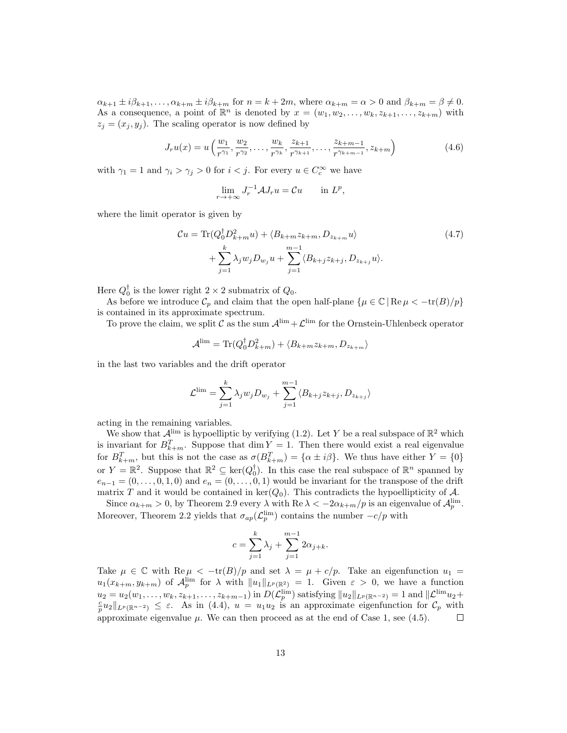$\alpha_{k+1} \pm i\beta_{k+1}, \ldots, \alpha_{k+m} \pm i\beta_{k+m}$ for $n = k + 2m$, where $\alpha_{k+m} = \alpha > 0$ and $\beta_{k+m} = \beta \neq 0$. As a consequence, a point of $\mathbb{R}^n$ is denoted by $x = (w_1, w_2, \ldots, w_k, z_{k+1}, \ldots, z_{k+m})$ with $z_j = (x_j, y_j)$. The scaling operator is now defined by

$$J_r u(x) = u\Big(\frac{w_1}{r^{\gamma_1}}, \frac{w_2}{r^{\gamma_2}}, \ldots, \frac{w_k}{r^{\gamma_k}}, \frac{z_{k+1}}{r^{\gamma_{k+1}}}, \ldots, \frac{z_{k+m-1}}{r^{\gamma_{k+m-1}}}, z_{k+m}\Big) \tag{4.6}$$

with $\gamma_1 = 1$ and $\gamma_i > \gamma_j > 0$ for $i < j$. For every $u \in C_c^\infty$ we have

$$\lim_{r\to+\infty} J_r^{-1} \mathcal{A} J_r u = \mathcal{C} u \qquad \text{in } L^p,$$

where the limit operator is given by

$$\begin{aligned} \mathcal{C}u = {} & \operatorname{Tr}(Q_0^\dagger D_{k+m}^2 u) + \langle B_{k+m} z_{k+m}, D_{z_{k+m}} u\rangle \\ & + \sum_{j=1}^{k} \lambda_j w_j D_{w_j} u + \sum_{j=1}^{m-1} \langle B_{k+j} z_{k+j}, D_{z_{k+j}} u\rangle. \end{aligned} \tag{4.7}$$

Here $Q_0^\dagger$ is the lower right $2 \times 2$ submatrix of $Q_0$.

As before we introduce $\mathcal{C}_p$ and claim that the open half-plane $\{\mu \in \mathbb{C} \,|\, \operatorname{Re}\mu < -\operatorname{tr}(B)/p\}$ is contained in its approximate spectrum.

To prove the claim, we split $\mathcal{C}$ as the sum $\mathcal{A}^{\lim} + \mathcal{L}^{\lim}$ for the Ornstein-Uhlenbeck operator

$$\mathcal{A}^{\lim} = \operatorname{Tr}(Q_0^\dagger D_{k+m}^2) + \langle B_{k+m} z_{k+m}, D_{z_{k+m}}\rangle$$

in the last two variables and the drift operator

$$\mathcal{L}^{\lim} = \sum_{j=1}^{k} \lambda_j w_j D_{w_j} + \sum_{j=1}^{m-1} \langle B_{k+j} z_{k+j}, D_{z_{k+j}}\rangle$$

acting in the remaining variables.

We show that $\mathcal{A}^{\lim}$ is hypoelliptic by verifying (1.2). Let $Y$ be a real subspace of $\mathbb{R}^2$ which is invariant for $B_{k+m}^T$. Suppose that $\dim Y = 1$. Then there would exist a real eigenvalue for $B_{k+m}^T$, but this is not the case as $\sigma(B_{k+m}^T) = \{\alpha \pm i\beta\}$. We thus have either $Y = \{0\}$ or $Y = \mathbb{R}^2$. Suppose that $\mathbb{R}^2 \subseteq \ker(Q_0^\dagger)$. In this case the real subspace of $\mathbb{R}^n$ spanned by $e_{n-1} = (0, \ldots, 0, 1, 0)$ and $e_n = (0, \ldots, 0, 1)$ would be invariant for the transpose of the drift matrix $T$ and it would be contained in $\ker(Q_0)$. This contradicts the hypoellipticity of $\mathcal{A}$.

Since $\alpha_{k+m} > 0$, by Theorem 2.9 every $\lambda$ with $\operatorname{Re}\lambda < -2\alpha_{k+m}/p$ is an eigenvalue of $\mathcal{A}_p^{\lim}$. Moreover, Theorem 2.2 yields that $\sigma_{ap}(\mathcal{L}_p^{\lim})$ contains the number $-c/p$ with

$$c = \sum_{j=1}^{k} \lambda_j + \sum_{j=1}^{m-1} 2\alpha_{j+k}.$$

Take $\mu \in \mathbb{C}$ with $\operatorname{Re}\mu < -\operatorname{tr}(B)/p$ and set $\lambda = \mu + c/p$. Take an eigenfunction $u_1 = u_1(x_{k+m}, y_{k+m})$ of $\mathcal{A}_p^{\lim}$ for $\lambda$ with $\|u_1\|_{L^p(\mathbb{R}^2)} = 1$. Given $\varepsilon > 0$, we have a function $u_2 = u_2(w_1, \ldots, w_k, z_{k+1}, \ldots, z_{k+m-1})$ in $D(\mathcal{L}_p^{\lim})$ satisfying $\|u_2\|_{L^p(\mathbb{R}^{n-2})} = 1$ and $\|\mathcal{L}^{\lim} u_2 + \frac{c}{p} u_2\|_{L^p(\mathbb{R}^{n-2})} \leq \varepsilon$. As in (4.4), $u = u_1 u_2$ is an approximate eigenfunction for $\mathcal{C}_p$ with approximate eigenvalue $\mu$. We can then proceed as at the end of Case 1, see (4.5). $\square$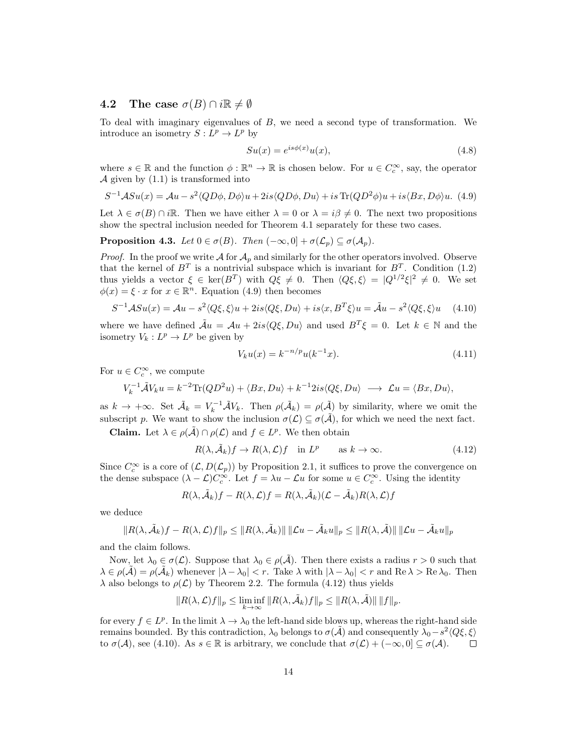### 4.2 The case $\sigma(B) \cap i\mathbb{R} \neq \emptyset$

To deal with imaginary eigenvalues of $B$, we need a second type of transformation. We introduce an isometry $S : L^p \to L^p$ by

$$Su(x) = e^{is\phi(x)}u(x), \tag{4.8}$$

where $s \in \mathbb{R}$ and the function $\phi : \mathbb{R}^n \to \mathbb{R}$ is chosen below. For $u \in C_c^\infty$, say, the operator $\mathcal{A}$ given by (1.1) is transformed into

$$S^{-1}\mathcal{A}Su(x) = \mathcal{A}u - s^2\langle QD\phi, D\phi\rangle u + 2is\langle QD\phi, Du\rangle + is\,\mathrm{Tr}(QD^2\phi)u + is\langle Bx, D\phi\rangle u. \tag{4.9}$$

Let $\lambda \in \sigma(B) \cap i\mathbb{R}$. Then we have either $\lambda = 0$ or $\lambda = i\beta \neq 0$. The next two propositions show the spectral inclusion needed for Theorem 4.1 separately for these two cases.

**Proposition 4.3.** *Let $0 \in \sigma(B)$. Then $(-\infty, 0] + \sigma(\mathcal{L}_p) \subseteq \sigma(\mathcal{A}_p)$.*

*Proof.* In the proof we write $\mathcal{A}$ for $\mathcal{A}_p$ and similarly for the other operators involved. Observe that the kernel of $B^T$ is a nontrivial subspace which is invariant for $B^T$. Condition (1.2) thus yields a vector $\xi \in \ker(B^T)$ with $Q\xi \neq 0$. Then $\langle Q\xi, \xi\rangle = |Q^{1/2}\xi|^2 \neq 0$. We set $\phi(x) = \xi \cdot x$ for $x \in \mathbb{R}^n$. Equation (4.9) then becomes

$$S^{-1}\mathcal{A}Su(x) = \mathcal{A}u - s^2\langle Q\xi, \xi\rangle u + 2is\langle Q\xi, Du\rangle + is\langle x, B^T\xi\rangle u = \tilde{\mathcal{A}}u - s^2\langle Q\xi, \xi\rangle u \tag{4.10}$$

where we have defined $\tilde{\mathcal{A}}u = \mathcal{A}u + 2is\langle Q\xi, Du\rangle$ and used $B^T\xi = 0$. Let $k \in \mathbb{N}$ and the isometry $V_k : L^p \to L^p$ be given by

$$V_k u(x) = k^{-n/p}u(k^{-1}x). \tag{4.11}$$

For $u \in C_c^\infty$, we compute

$$V_k^{-1}\tilde{\mathcal{A}}V_k u = k^{-2}\mathrm{Tr}(QD^2u) + \langle Bx, Du\rangle + k^{-1}2is\langle Q\xi, Du\rangle \;\longrightarrow\; \mathcal{L}u = \langle Bx, Du\rangle,$$

as $k \to +\infty$. Set $\tilde{\mathcal{A}}_k = V_k^{-1}\tilde{\mathcal{A}}V_k$. Then $\rho(\tilde{\mathcal{A}}_k) = \rho(\tilde{\mathcal{A}})$ by similarity, where we omit the subscript $p$. We want to show the inclusion $\sigma(\mathcal{L}) \subseteq \sigma(\tilde{\mathcal{A}})$, for which we need the next fact.

**Claim.** Let $\lambda \in \rho(\tilde{\mathcal{A}}) \cap \rho(\mathcal{L})$ and $f \in L^p$. We then obtain

$$R(\lambda, \tilde{\mathcal{A}}_k)f \to R(\lambda, \mathcal{L})f \quad \text{in } L^p \qquad \text{as } k \to \infty. \tag{4.12}$$

Since $C_c^\infty$ is a core of $(\mathcal{L}, D(\mathcal{L}_p))$ by Proposition 2.1, it suffices to prove the convergence on the dense subspace $(\lambda - \mathcal{L})C_c^\infty$. Let $f = \lambda u - \mathcal{L}u$ for some $u \in C_c^\infty$. Using the identity

$$R(\lambda, \tilde{\mathcal{A}}_k)f - R(\lambda, \mathcal{L})f = R(\lambda, \tilde{\mathcal{A}}_k)(\mathcal{L} - \tilde{\mathcal{A}}_k)R(\lambda, \mathcal{L})f$$

we deduce

$$\|R(\lambda, \tilde{\mathcal{A}}_k)f - R(\lambda, \mathcal{L})f\|_p \leq \|R(\lambda, \tilde{\mathcal{A}}_k)\|\,\|\mathcal{L}u - \tilde{\mathcal{A}}_k u\|_p \leq \|R(\lambda, \tilde{\mathcal{A}})\|\,\|\mathcal{L}u - \tilde{\mathcal{A}}_k u\|_p$$

and the claim follows.

Now, let $\lambda_0 \in \sigma(\mathcal{L})$. Suppose that $\lambda_0 \in \rho(\tilde{\mathcal{A}})$. Then there exists a radius $r > 0$ such that $\lambda \in \rho(\tilde{\mathcal{A}}) = \rho(\tilde{\mathcal{A}}_k)$ whenever $|\lambda - \lambda_0| < r$. Take $\lambda$ with $|\lambda - \lambda_0| < r$ and $\mathrm{Re}\,\lambda > \mathrm{Re}\,\lambda_0$. Then $\lambda$ also belongs to $\rho(\mathcal{L})$ by Theorem 2.2. The formula (4.12) thus yields

$$\|R(\lambda, \mathcal{L})f\|_p \leq \liminf_{k\to\infty} \|R(\lambda, \tilde{\mathcal{A}}_k)f\|_p \leq \|R(\lambda, \tilde{\mathcal{A}})\|\,\|f\|_p.$$

for every $f \in L^p$. In the limit $\lambda \to \lambda_0$ the left-hand side blows up, whereas the right-hand side remains bounded. By this contradiction, $\lambda_0$ belongs to $\sigma(\tilde{\mathcal{A}})$ and consequently $\lambda_0 - s^2\langle Q\xi, \xi\rangle$ to $\sigma(\mathcal{A})$, see (4.10). As $s \in \mathbb{R}$ is arbitrary, we conclude that $\sigma(\mathcal{L}) + (-\infty, 0] \subseteq \sigma(\mathcal{A})$. $\square$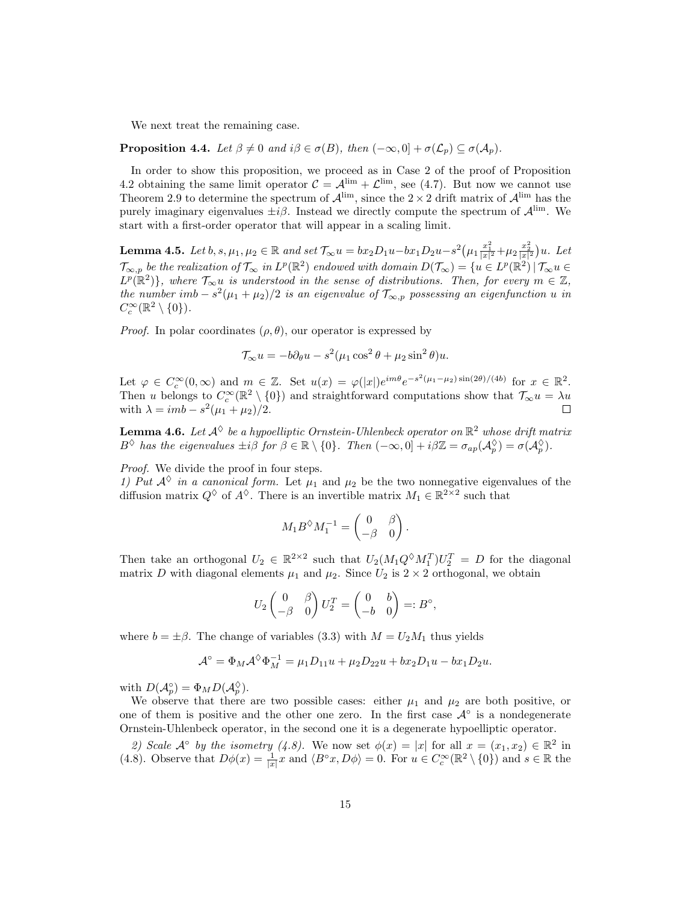We next treat the remaining case.

**Proposition 4.4.** *Let $\beta \neq 0$ and $i\beta \in \sigma(B)$, then $(-\infty, 0] + \sigma(\mathcal{L}_p) \subseteq \sigma(\mathcal{A}_p)$.*

In order to show this proposition, we proceed as in Case 2 of the proof of Proposition 4.2 obtaining the same limit operator $\mathcal{C} = \mathcal{A}^{\lim} + \mathcal{L}^{\lim}$, see (4.7). But now we cannot use Theorem 2.9 to determine the spectrum of $\mathcal{A}^{\lim}$, since the $2 \times 2$ drift matrix of $\mathcal{A}^{\lim}$ has the purely imaginary eigenvalues $\pm i\beta$. Instead we directly compute the spectrum of $\mathcal{A}^{\lim}$. We start with a first-order operator that will appear in a scaling limit.

**Lemma 4.5.** *Let $b, s, \mu_1, \mu_2 \in \mathbb{R}$ and set $\mathcal{T}_\infty u = bx_2 D_1 u - bx_1 D_2 u - s^2\big(\mu_1 \frac{x_1^2}{|x|^2} + \mu_2 \frac{x_2^2}{|x|^2}\big)u$. Let $\mathcal{T}_{\infty,p}$ be the realization of $\mathcal{T}_\infty$ in $L^p(\mathbb{R}^2)$ endowed with domain $D(\mathcal{T}_\infty) = \{u \in L^p(\mathbb{R}^2) \mid \mathcal{T}_\infty u \in L^p(\mathbb{R}^2)\}$, where $\mathcal{T}_\infty u$ is understood in the sense of distributions. Then, for every $m \in \mathbb{Z}$, the number $imb - s^2(\mu_1 + \mu_2)/2$ is an eigenvalue of $\mathcal{T}_{\infty,p}$ possessing an eigenfunction $u$ in $C_c^\infty(\mathbb{R}^2 \setminus \{0\})$.*

*Proof.* In polar coordinates $(\rho, \theta)$, our operator is expressed by

$$\mathcal{T}_\infty u = -b\partial_\theta u - s^2(\mu_1 \cos^2\theta + \mu_2 \sin^2\theta)u.$$

Let $\varphi \in C_c^\infty(0,\infty)$ and $m \in \mathbb{Z}$. Set $u(x) = \varphi(|x|)e^{im\theta}e^{-s^2(\mu_1-\mu_2)\sin(2\theta)/(4b)}$ for $x \in \mathbb{R}^2$. Then $u$ belongs to $C_c^\infty(\mathbb{R}^2 \setminus \{0\})$ and straightforward computations show that $\mathcal{T}_\infty u = \lambda u$ with $\lambda = imb - s^2(\mu_1 + \mu_2)/2$. $\square$

**Lemma 4.6.** *Let $\mathcal{A}^\lozenge$ be a hypoelliptic Ornstein-Uhlenbeck operator on $\mathbb{R}^2$ whose drift matrix $B^\lozenge$ has the eigenvalues $\pm i\beta$ for $\beta \in \mathbb{R} \setminus \{0\}$. Then $(-\infty, 0] + i\beta\mathbb{Z} = \sigma_{ap}(\mathcal{A}_p^\lozenge) = \sigma(\mathcal{A}_p^\lozenge)$.*

*Proof.* We divide the proof in four steps.
*1) Put $\mathcal{A}^\lozenge$ in a canonical form.* Let $\mu_1$ and $\mu_2$ be the two nonnegative eigenvalues of the diffusion matrix $Q^\lozenge$ of $A^\lozenge$. There is an invertible matrix $M_1 \in \mathbb{R}^{2\times 2}$ such that

$$M_1 B^\lozenge M_1^{-1} = \begin{pmatrix} 0 & \beta \\ -\beta & 0 \end{pmatrix}.$$

Then take an orthogonal $U_2 \in \mathbb{R}^{2\times 2}$ such that $U_2(M_1 Q^\lozenge M_1^T)U_2^T = D$ for the diagonal matrix $D$ with diagonal elements $\mu_1$ and $\mu_2$. Since $U_2$ is $2 \times 2$ orthogonal, we obtain

$$U_2 \begin{pmatrix} 0 & \beta \\ -\beta & 0 \end{pmatrix} U_2^T = \begin{pmatrix} 0 & b \\ -b & 0 \end{pmatrix} =: B^\circ,$$

where $b = \pm\beta$. The change of variables (3.3) with $M = U_2 M_1$ thus yields

$$\mathcal{A}^\circ = \Phi_M \mathcal{A}^\lozenge \Phi_M^{-1} = \mu_1 D_{11}u + \mu_2 D_{22}u + bx_2 D_1 u - bx_1 D_2 u.$$

with $D(\mathcal{A}_p^\circ) = \Phi_M D(\mathcal{A}_p^\lozenge)$.

We observe that there are two possible cases: either $\mu_1$ and $\mu_2$ are both positive, or one of them is positive and the other one zero. In the first case $\mathcal{A}^\circ$ is a nondegenerate Ornstein-Uhlenbeck operator, in the second one it is a degenerate hypoelliptic operator.

*2) Scale $\mathcal{A}^\circ$ by the isometry (4.8).* We now set $\phi(x) = |x|$ for all $x = (x_1, x_2) \in \mathbb{R}^2$ in (4.8). Observe that $D\phi(x) = \frac{1}{|x|}x$ and $\langle B^\circ x, D\phi \rangle = 0$. For $u \in C_c^\infty(\mathbb{R}^2 \setminus \{0\})$ and $s \in \mathbb{R}$ the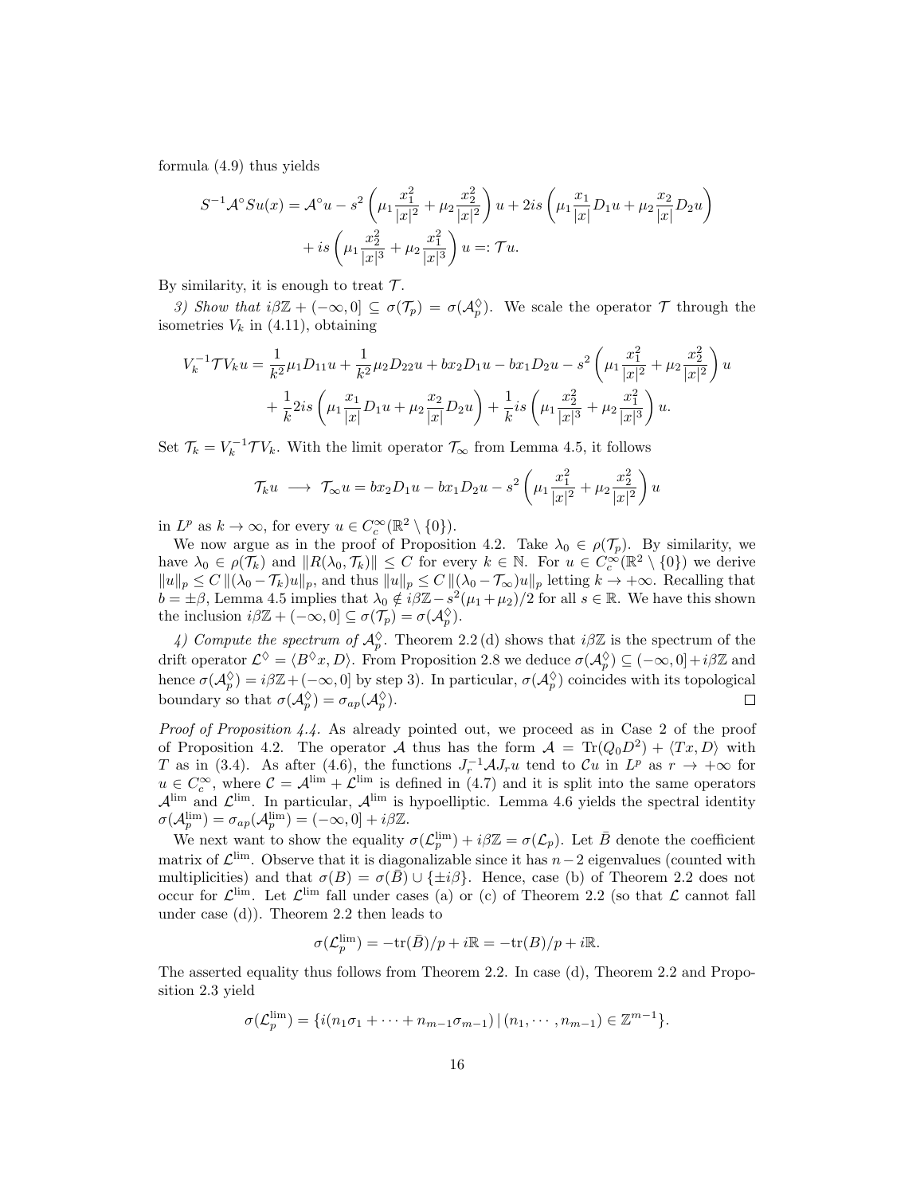formula (4.9) thus yields

$$S^{-1}\mathcal{A}^{\circ}Su(x) = \mathcal{A}^{\circ}u - s^2\left(\mu_1\frac{x_1^2}{|x|^2}+\mu_2\frac{x_2^2}{|x|^2}\right)u + 2is\left(\mu_1\frac{x_1}{|x|}D_1u+\mu_2\frac{x_2}{|x|}D_2u\right)$$
$$+ is\left(\mu_1\frac{x_2^2}{|x|^3}+\mu_2\frac{x_1^2}{|x|^3}\right)u =: \mathcal{T}u.$$

By similarity, it is enough to treat $\mathcal{T}$.

*3) Show that* $i\beta\mathbb{Z}+(-\infty,0]\subseteq\sigma(\mathcal{T}_p)=\sigma(\mathcal{A}_p^{\lozenge})$. We scale the operator $\mathcal{T}$ through the isometries $V_k$ in (4.11), obtaining

$$V_k^{-1}\mathcal{T}V_ku = \frac{1}{k^2}\mu_1D_{11}u+\frac{1}{k^2}\mu_2D_{22}u+bx_2D_1u-bx_1D_2u-s^2\left(\mu_1\frac{x_1^2}{|x|^2}+\mu_2\frac{x_2^2}{|x|^2}\right)u$$
$$+\frac{1}{k}2is\left(\mu_1\frac{x_1}{|x|}D_1u+\mu_2\frac{x_2}{|x|}D_2u\right)+\frac{1}{k}is\left(\mu_1\frac{x_2^2}{|x|^3}+\mu_2\frac{x_1^2}{|x|^3}\right)u.$$

Set $\mathcal{T}_k=V_k^{-1}\mathcal{T}V_k$. With the limit operator $\mathcal{T}_\infty$ from Lemma 4.5, it follows

$$\mathcal{T}_ku \longrightarrow \mathcal{T}_\infty u = bx_2D_1u-bx_1D_2u-s^2\left(\mu_1\frac{x_1^2}{|x|^2}+\mu_2\frac{x_2^2}{|x|^2}\right)u$$

in $L^p$ as $k\to\infty$, for every $u\in C_c^\infty(\mathbb{R}^2\setminus\{0\})$.

We now argue as in the proof of Proposition 4.2. Take $\lambda_0\in\rho(\mathcal{T}_p)$. By similarity, we have $\lambda_0\in\rho(\mathcal{T}_k)$ and $\|R(\lambda_0,\mathcal{T}_k)\|\le C$ for every $k\in\mathbb{N}$. For $u\in C_c^\infty(\mathbb{R}^2\setminus\{0\})$ we derive $\|u\|_p\le C\,\|(\lambda_0-\mathcal{T}_k)u\|_p$, and thus $\|u\|_p\le C\,\|(\lambda_0-\mathcal{T}_\infty)u\|_p$ letting $k\to+\infty$. Recalling that $b=\pm\beta$, Lemma 4.5 implies that $\lambda_0\notin i\beta\mathbb{Z}-s^2(\mu_1+\mu_2)/2$ for all $s\in\mathbb{R}$. We have this shown the inclusion $i\beta\mathbb{Z}+(-\infty,0]\subseteq\sigma(\mathcal{T}_p)=\sigma(\mathcal{A}_p^{\lozenge})$.

*4) Compute the spectrum of* $\mathcal{A}_p^{\lozenge}$. Theorem 2.2 (d) shows that $i\beta\mathbb{Z}$ is the spectrum of the drift operator $\mathcal{L}^{\lozenge}=\langle B^{\lozenge}x,D\rangle$. From Proposition 2.8 we deduce $\sigma(\mathcal{A}_p^{\lozenge})\subseteq(-\infty,0]+i\beta\mathbb{Z}$ and hence $\sigma(\mathcal{A}_p^{\lozenge})=i\beta\mathbb{Z}+(-\infty,0]$ by step 3). In particular, $\sigma(\mathcal{A}_p^{\lozenge})$ coincides with its topological boundary so that $\sigma(\mathcal{A}_p^{\lozenge})=\sigma_{ap}(\mathcal{A}_p^{\lozenge})$. ☐

*Proof of Proposition 4.4.* As already pointed out, we proceed as in Case 2 of the proof of Proposition 4.2. The operator $\mathcal{A}$ thus has the form $\mathcal{A}=\mathrm{Tr}(Q_0D^2)+\langle Tx,D\rangle$ with $T$ as in (3.4). As after (4.6), the functions $J_r^{-1}\mathcal{A}J_ru$ tend to $\mathcal{C}u$ in $L^p$ as $r\to+\infty$ for $u\in C_c^\infty$, where $\mathcal{C}=\mathcal{A}^{\lim}+\mathcal{L}^{\lim}$ is defined in (4.7) and it is split into the same operators $\mathcal{A}^{\lim}$ and $\mathcal{L}^{\lim}$. In particular, $\mathcal{A}^{\lim}$ is hypoelliptic. Lemma 4.6 yields the spectral identity $\sigma(\mathcal{A}_p^{\lim})=\sigma_{ap}(\mathcal{A}_p^{\lim})=(-\infty,0]+i\beta\mathbb{Z}$.

We next want to show the equality $\sigma(\mathcal{L}_p^{\lim})+i\beta\mathbb{Z}=\sigma(\mathcal{L}_p)$. Let $\bar{B}$ denote the coefficient matrix of $\mathcal{L}^{\lim}$. Observe that it is diagonalizable since it has $n-2$ eigenvalues (counted with multiplicities) and that $\sigma(B)=\sigma(\bar{B})\cup\{\pm i\beta\}$. Hence, case (b) of Theorem 2.2 does not occur for $\mathcal{L}^{\lim}$. Let $\mathcal{L}^{\lim}$ fall under cases (a) or (c) of Theorem 2.2 (so that $\mathcal{L}$ cannot fall under case (d)). Theorem 2.2 then leads to

$$\sigma(\mathcal{L}_p^{\lim})=-\mathrm{tr}(\bar{B})/p+i\mathbb{R}=-\mathrm{tr}(B)/p+i\mathbb{R}.$$

The asserted equality thus follows from Theorem 2.2. In case (d), Theorem 2.2 and Proposition 2.3 yield

$$\sigma(\mathcal{L}_p^{\lim})=\{i(n_1\sigma_1+\cdots+n_{m-1}\sigma_{m-1})\,|\,(n_1,\cdots,n_{m-1})\in\mathbb{Z}^{m-1}\}.$$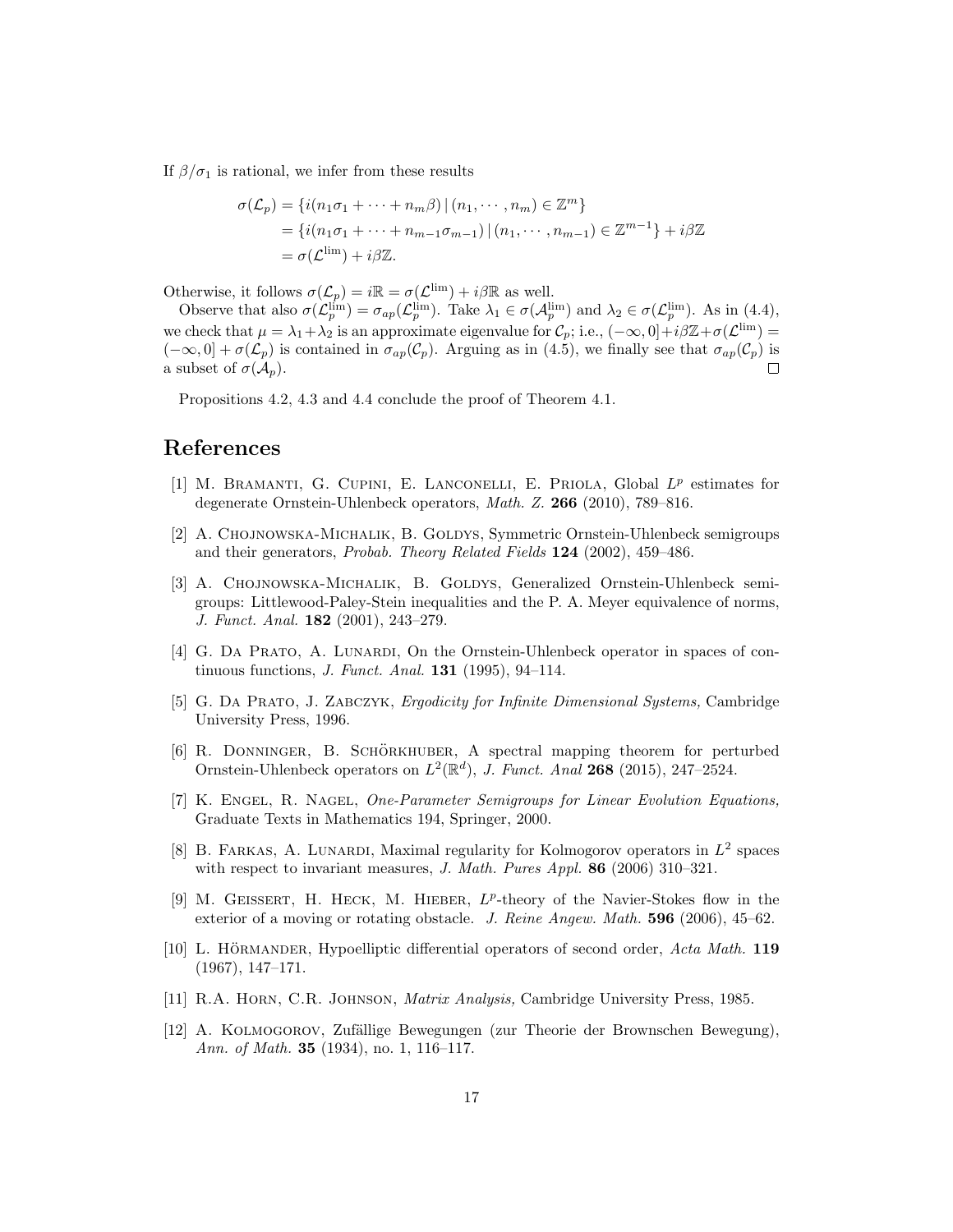If $\beta/\sigma_1$ is rational, we infer from these results

$$
\begin{aligned}
\sigma(\mathcal{L}_p) &= \{i(n_1\sigma_1 + \cdots + n_m\beta) \,|\, (n_1, \cdots, n_m) \in \mathbb{Z}^m\} \\
&= \{i(n_1\sigma_1 + \cdots + n_{m-1}\sigma_{m-1}) \,|\, (n_1, \cdots, n_{m-1}) \in \mathbb{Z}^{m-1}\} + i\beta\mathbb{Z} \\
&= \sigma(\mathcal{L}^{\lim}) + i\beta\mathbb{Z}.
\end{aligned}
$$

Otherwise, it follows $\sigma(\mathcal{L}_p) = i\mathbb{R} = \sigma(\mathcal{L}^{\lim}) + i\beta\mathbb{R}$ as well.

Observe that also $\sigma(\mathcal{L}_p^{\lim}) = \sigma_{ap}(\mathcal{L}_p^{\lim})$. Take $\lambda_1 \in \sigma(\mathcal{A}_p^{\lim})$ and $\lambda_2 \in \sigma(\mathcal{L}_p^{\lim})$. As in (4.4), we check that $\mu = \lambda_1 + \lambda_2$ is an approximate eigenvalue for $\mathcal{C}_p$; i.e., $(-\infty, 0] + i\beta\mathbb{Z} + \sigma(\mathcal{L}^{\lim}) = (-\infty, 0] + \sigma(\mathcal{L}_p)$ is contained in $\sigma_{ap}(\mathcal{C}_p)$. Arguing as in (4.5), we finally see that $\sigma_{ap}(\mathcal{C}_p)$ is a subset of $\sigma(\mathcal{A}_p)$. $\square$

Propositions 4.2, 4.3 and 4.4 conclude the proof of Theorem 4.1.

# References

[1] M. Bramanti, G. Cupini, E. Lanconelli, E. Priola, Global $L^p$ estimates for degenerate Ornstein-Uhlenbeck operators, *Math. Z.* **266** (2010), 789–816.

[2] A. Chojnowska-Michalik, B. Goldys, Symmetric Ornstein-Uhlenbeck semigroups and their generators, *Probab. Theory Related Fields* **124** (2002), 459–486.

[3] A. Chojnowska-Michalik, B. Goldys, Generalized Ornstein-Uhlenbeck semigroups: Littlewood-Paley-Stein inequalities and the P. A. Meyer equivalence of norms, *J. Funct. Anal.* **182** (2001), 243–279.

[4] G. Da Prato, A. Lunardi, On the Ornstein-Uhlenbeck operator in spaces of continuous functions, *J. Funct. Anal.* **131** (1995), 94–114.

[5] G. Da Prato, J. Zabczyk, *Ergodicity for Infinite Dimensional Systems,* Cambridge University Press, 1996.

[6] R. Donninger, B. Schörkhuber, A spectral mapping theorem for perturbed Ornstein-Uhlenbeck operators on $L^2(\mathbb{R}^d)$, *J. Funct. Anal* **268** (2015), 247–2524.

[7] K. Engel, R. Nagel, *One-Parameter Semigroups for Linear Evolution Equations,* Graduate Texts in Mathematics 194, Springer, 2000.

[8] B. Farkas, A. Lunardi, Maximal regularity for Kolmogorov operators in $L^2$ spaces with respect to invariant measures, *J. Math. Pures Appl.* **86** (2006) 310–321.

[9] M. Geissert, H. Heck, M. Hieber, $L^p$-theory of the Navier-Stokes flow in the exterior of a moving or rotating obstacle. *J. Reine Angew. Math.* **596** (2006), 45–62.

[10] L. Hörmander, Hypoelliptic differential operators of second order, *Acta Math.* **119** (1967), 147–171.

[11] R.A. Horn, C.R. Johnson, *Matrix Analysis,* Cambridge University Press, 1985.

[12] A. Kolmogorov, Zufällige Bewegungen (zur Theorie der Brownschen Bewegung), *Ann. of Math.* **35** (1934), no. 1, 116–117.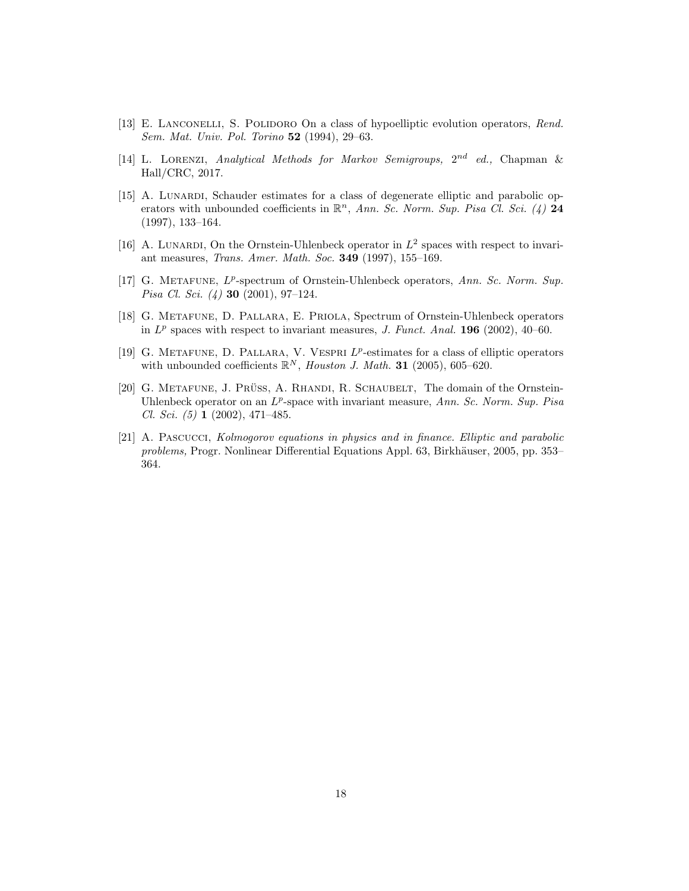[13] E. Lanconelli, S. Polidoro On a class of hypoelliptic evolution operators, *Rend. Sem. Mat. Univ. Pol. Torino* **52** (1994), 29–63.

[14] L. Lorenzi, *Analytical Methods for Markov Semigroups, $2^{nd}$ ed.,* Chapman & Hall/CRC, 2017.

[15] A. Lunardi, Schauder estimates for a class of degenerate elliptic and parabolic operators with unbounded coefficients in $\mathbb{R}^n$, *Ann. Sc. Norm. Sup. Pisa Cl. Sci. (4)* **24** (1997), 133–164.

[16] A. Lunardi, On the Ornstein-Uhlenbeck operator in $L^2$ spaces with respect to invariant measures, *Trans. Amer. Math. Soc.* **349** (1997), 155–169.

[17] G. Metafune, $L^p$-spectrum of Ornstein-Uhlenbeck operators, *Ann. Sc. Norm. Sup. Pisa Cl. Sci. (4)* **30** (2001), 97–124.

[18] G. Metafune, D. Pallara, E. Priola, Spectrum of Ornstein-Uhlenbeck operators in $L^p$ spaces with respect to invariant measures, *J. Funct. Anal.* **196** (2002), 40–60.

[19] G. Metafune, D. Pallara, V. Vespri $L^p$-estimates for a class of elliptic operators with unbounded coefficients $\mathbb{R}^N$, *Houston J. Math.* **31** (2005), 605–620.

[20] G. Metafune, J. Prüss, A. Rhandi, R. Schaubelt, The domain of the Ornstein-Uhlenbeck operator on an $L^p$-space with invariant measure, *Ann. Sc. Norm. Sup. Pisa Cl. Sci. (5)* **1** (2002), 471–485.

[21] A. Pascucci, *Kolmogorov equations in physics and in finance. Elliptic and parabolic problems,* Progr. Nonlinear Differential Equations Appl. 63, Birkhäuser, 2005, pp. 353–364.